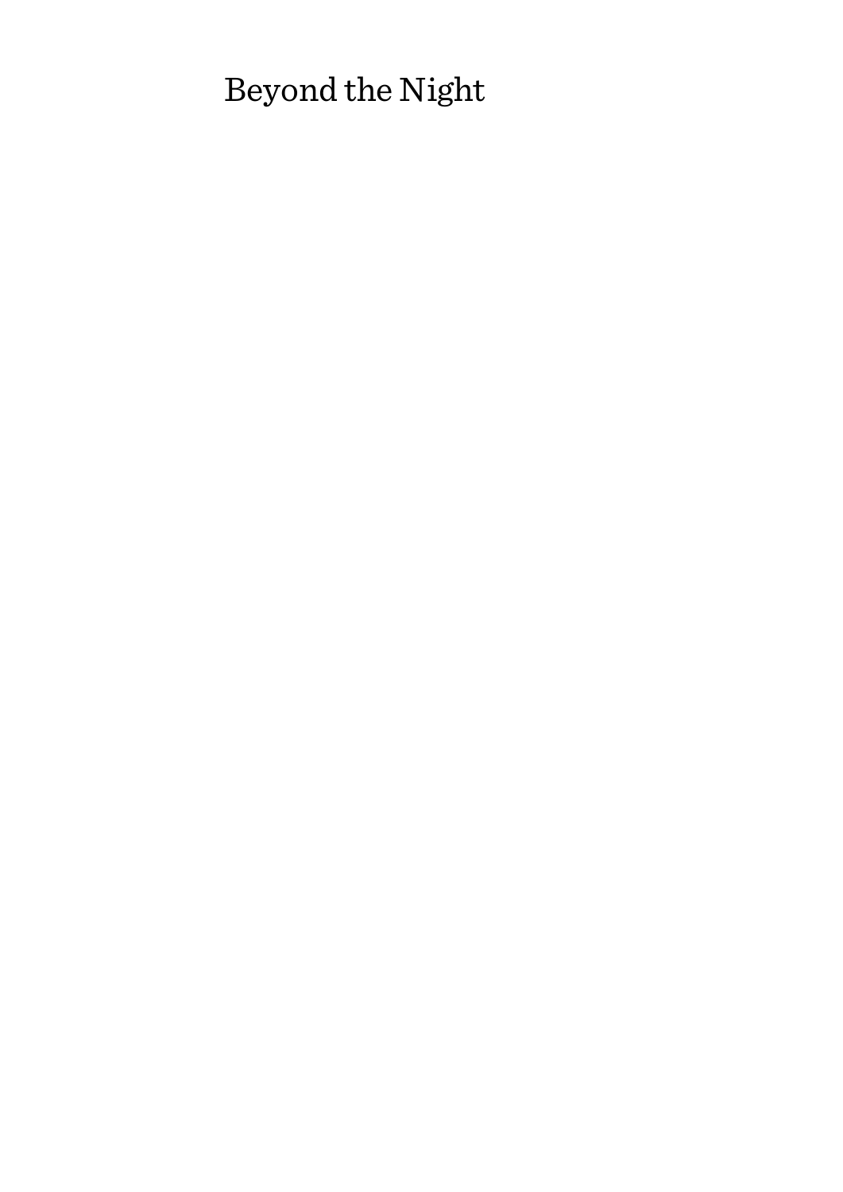# Beyond the Night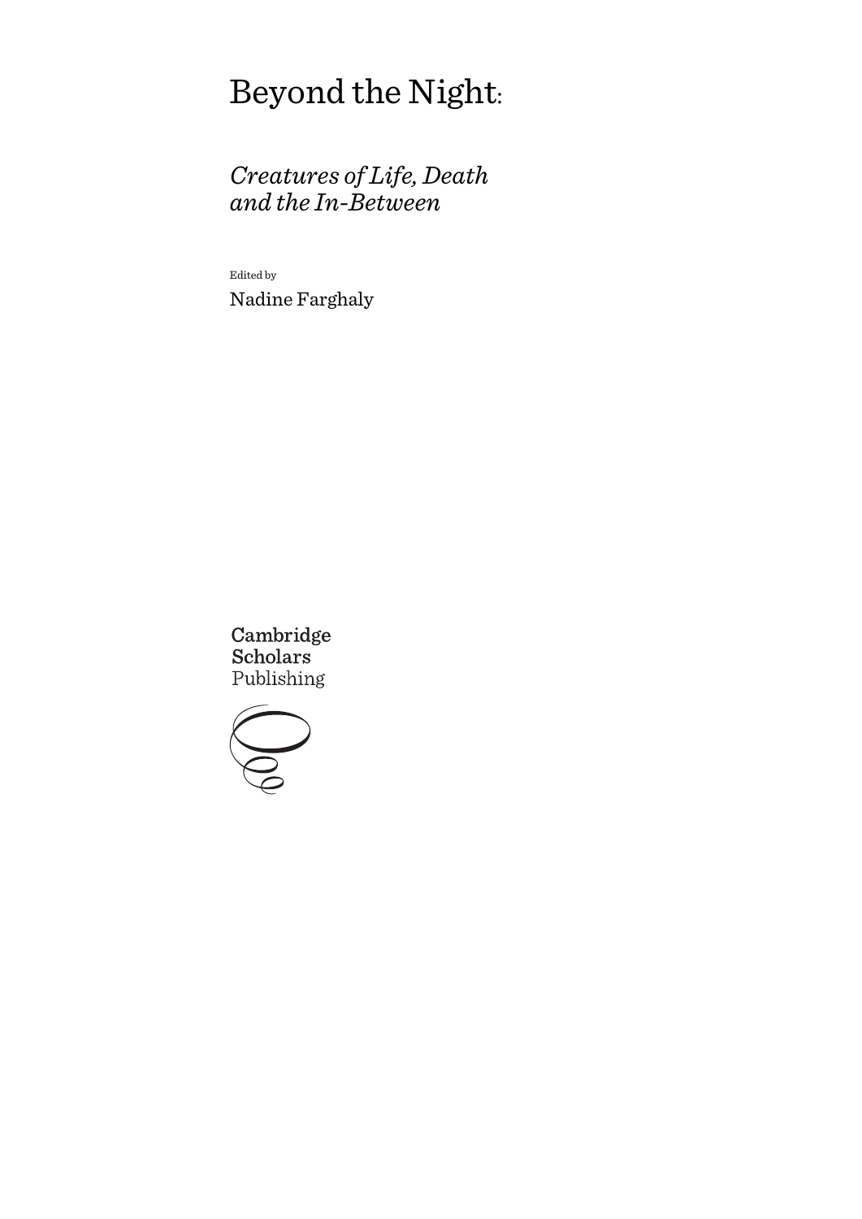# Beyond the Night:

## *Creatures of Life, Death and the In-Between*

Edited by

Nadine Farghaly

Cambridge Scholars Publishing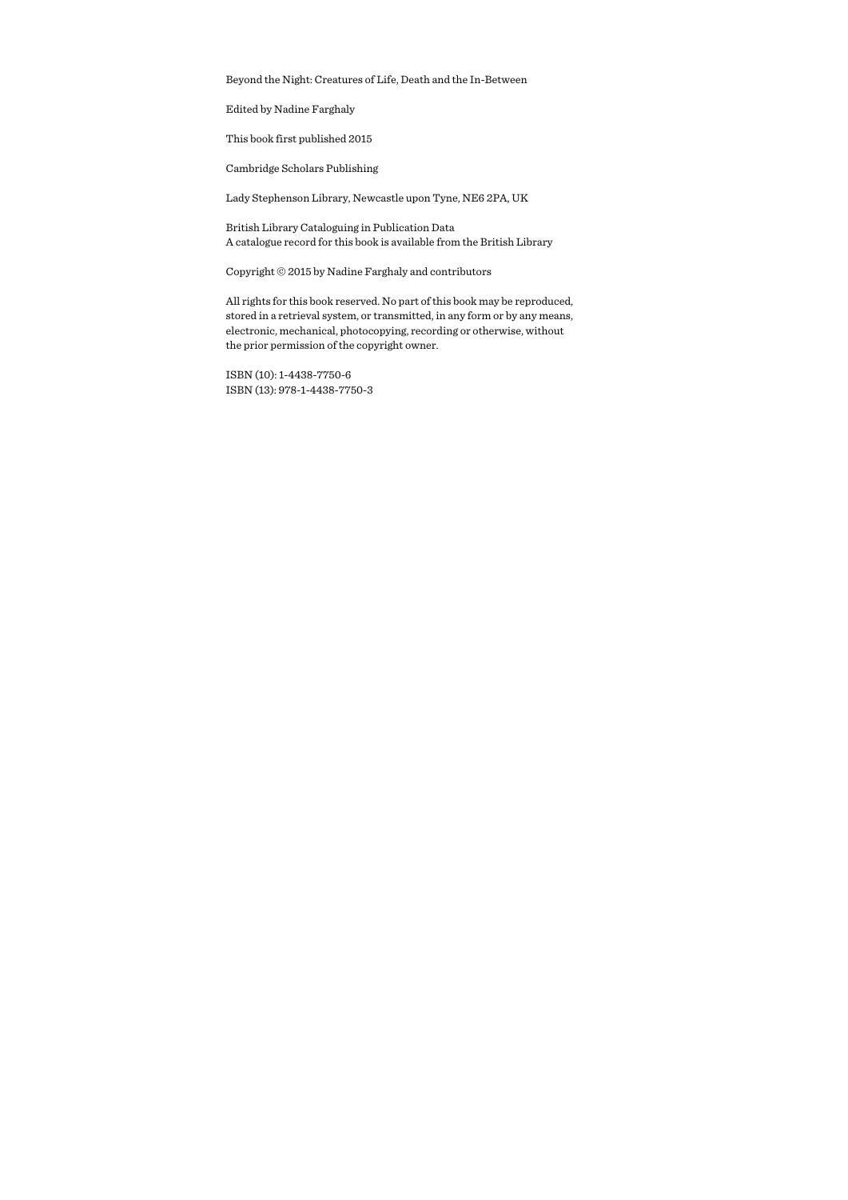Beyond the Night: Creatures of Life, Death and the In-Between

Edited by Nadine Farghaly

This book first published 2015

Cambridge Scholars Publishing

Lady Stephenson Library, Newcastle upon Tyne, NE6 2PA, UK

British Library Cataloguing in Publication Data
A catalogue record for this book is available from the British Library

Copyright © 2015 by Nadine Farghaly and contributors

All rights for this book reserved. No part of this book may be reproduced, stored in a retrieval system, or transmitted, in any form or by any means, electronic, mechanical, photocopying, recording or otherwise, without the prior permission of the copyright owner.

ISBN (10): 1-4438-7750-6
ISBN (13): 978-1-4438-7750-3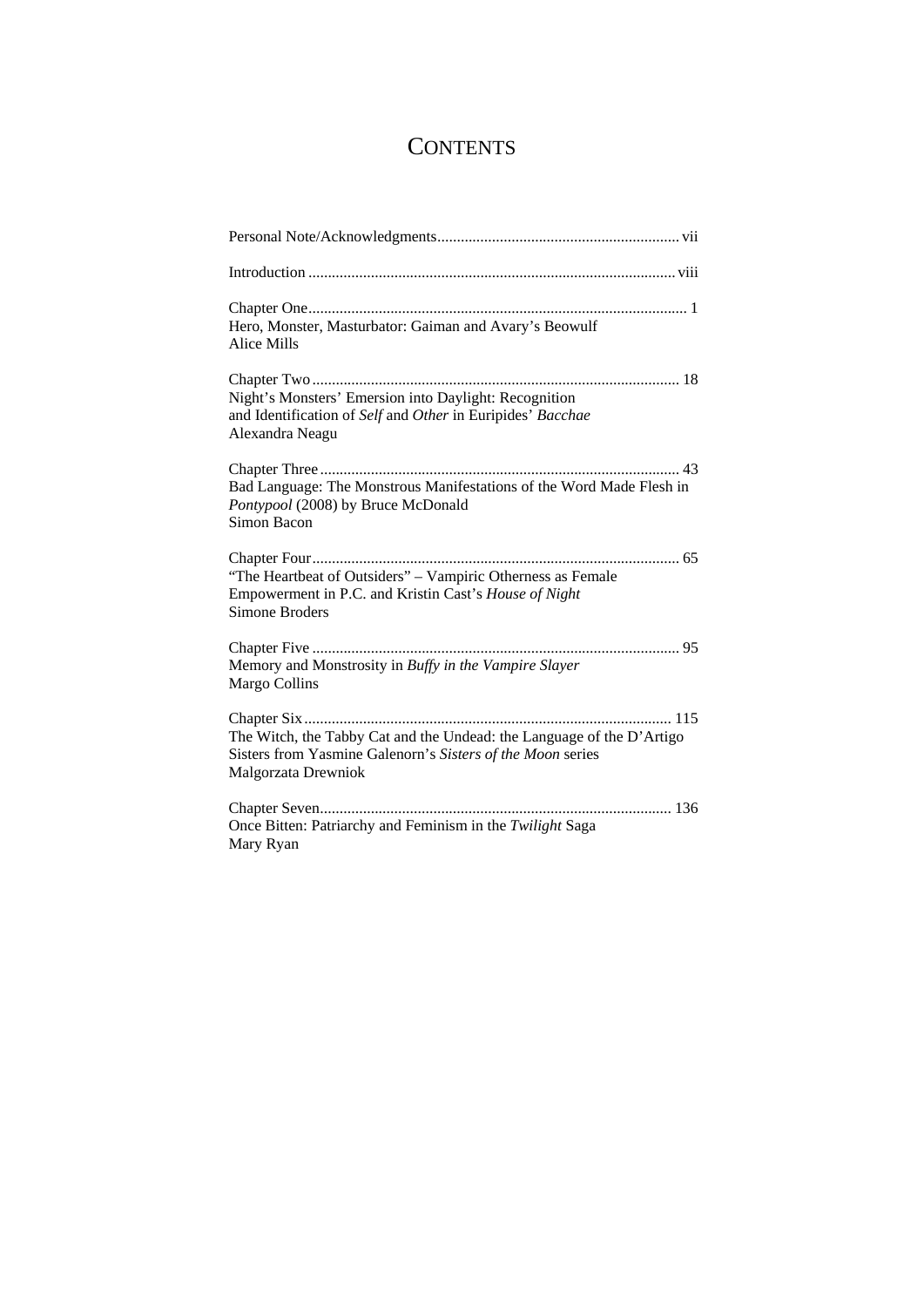# CONTENTS

Personal Note/Acknowledgments ............................................................. vii

Introduction ............................................................................................ viii

Chapter One ................................................................................................ 1
Hero, Monster, Masturbator: Gaiman and Avary's Beowulf
Alice Mills

Chapter Two ............................................................................................. 18
Night's Monsters' Emersion into Daylight: Recognition
and Identification of *Self* and *Other* in Euripides' *Bacchae*
Alexandra Neagu

Chapter Three ........................................................................................... 43
Bad Language: The Monstrous Manifestations of the Word Made Flesh in
*Pontypool* (2008) by Bruce McDonald
Simon Bacon

Chapter Four ............................................................................................. 65
"The Heartbeat of Outsiders" – Vampiric Otherness as Female
Empowerment in P.C. and Kristin Cast's *House of Night*
Simone Broders

Chapter Five ............................................................................................. 95
Memory and Monstrosity in *Buffy in the Vampire Slayer*
Margo Collins

Chapter Six ............................................................................................. 115
The Witch, the Tabby Cat and the Undead: the Language of the D'Artigo
Sisters from Yasmine Galenorn's *Sisters of the Moon* series
Malgorzata Drewniok

Chapter Seven .......................................................................................... 136
Once Bitten: Patriarchy and Feminism in the *Twilight* Saga
Mary Ryan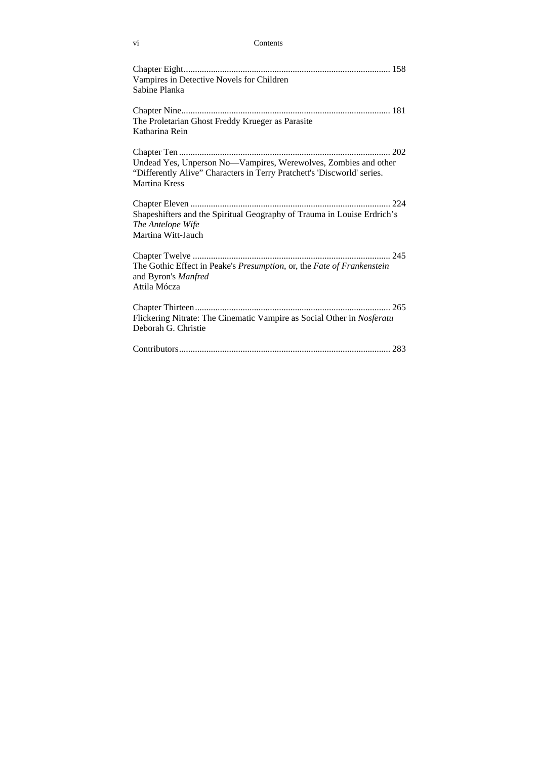Chapter Eight........................................................................................... 158
Vampires in Detective Novels for Children
Sabine Planka

Chapter Nine............................................................................................ 181
The Proletarian Ghost Freddy Krueger as Parasite
Katharina Rein

Chapter Ten ............................................................................................. 202
Undead Yes, Unperson No—Vampires, Werewolves, Zombies and other "Differently Alive" Characters in Terry Pratchett's 'Discworld' series.
Martina Kress

Chapter Eleven ........................................................................................ 224
Shapeshifters and the Spiritual Geography of Trauma in Louise Erdrich's *The Antelope Wife*
Martina Witt-Jauch

Chapter Twelve ....................................................................................... 245
The Gothic Effect in Peake's *Presumption*, or, the *Fate of Frankenstein* and Byron's *Manfred*
Attila Mócza

Chapter Thirteen...................................................................................... 265
Flickering Nitrate: The Cinematic Vampire as Social Other in *Nosferatu*
Deborah G. Christie

Contributors............................................................................................. 283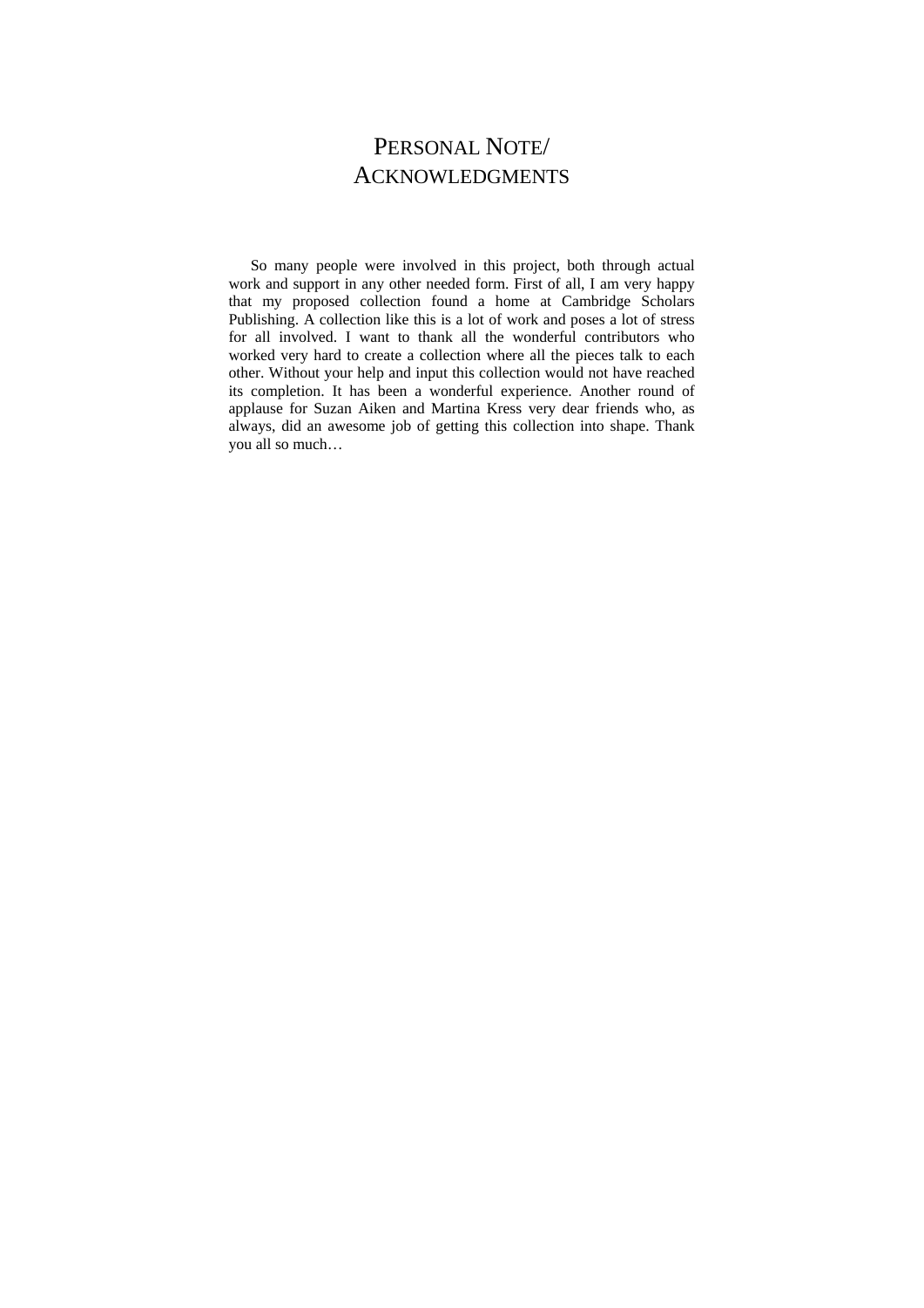# Personal Note/ Acknowledgments

So many people were involved in this project, both through actual work and support in any other needed form. First of all, I am very happy that my proposed collection found a home at Cambridge Scholars Publishing. A collection like this is a lot of work and poses a lot of stress for all involved. I want to thank all the wonderful contributors who worked very hard to create a collection where all the pieces talk to each other. Without your help and input this collection would not have reached its completion. It has been a wonderful experience. Another round of applause for Suzan Aiken and Martina Kress very dear friends who, as always, did an awesome job of getting this collection into shape. Thank you all so much…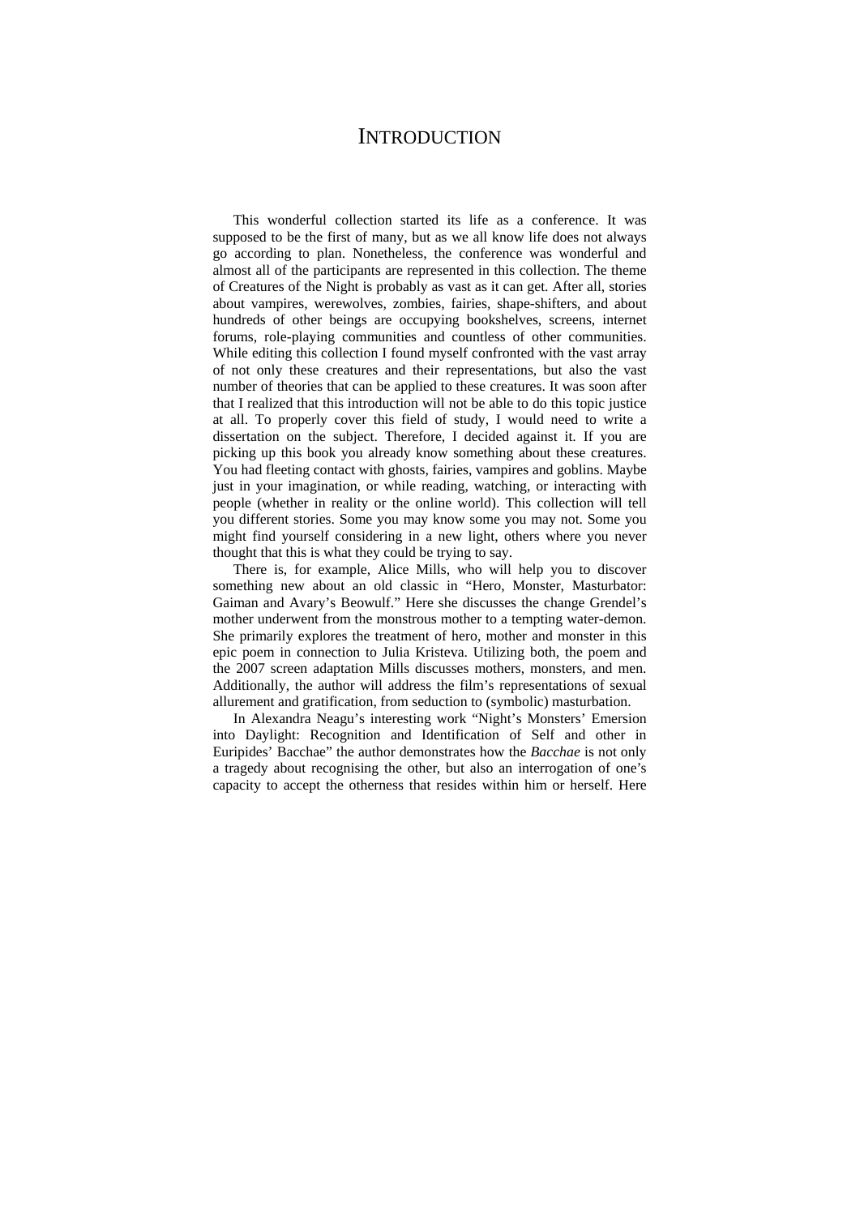# INTRODUCTION

This wonderful collection started its life as a conference. It was supposed to be the first of many, but as we all know life does not always go according to plan. Nonetheless, the conference was wonderful and almost all of the participants are represented in this collection. The theme of Creatures of the Night is probably as vast as it can get. After all, stories about vampires, werewolves, zombies, fairies, shape-shifters, and about hundreds of other beings are occupying bookshelves, screens, internet forums, role-playing communities and countless of other communities. While editing this collection I found myself confronted with the vast array of not only these creatures and their representations, but also the vast number of theories that can be applied to these creatures. It was soon after that I realized that this introduction will not be able to do this topic justice at all. To properly cover this field of study, I would need to write a dissertation on the subject. Therefore, I decided against it. If you are picking up this book you already know something about these creatures. You had fleeting contact with ghosts, fairies, vampires and goblins. Maybe just in your imagination, or while reading, watching, or interacting with people (whether in reality or the online world). This collection will tell you different stories. Some you may know some you may not. Some you might find yourself considering in a new light, others where you never thought that this is what they could be trying to say.

There is, for example, Alice Mills, who will help you to discover something new about an old classic in "Hero, Monster, Masturbator: Gaiman and Avary's Beowulf." Here she discusses the change Grendel's mother underwent from the monstrous mother to a tempting water-demon. She primarily explores the treatment of hero, mother and monster in this epic poem in connection to Julia Kristeva. Utilizing both, the poem and the 2007 screen adaptation Mills discusses mothers, monsters, and men. Additionally, the author will address the film's representations of sexual allurement and gratification, from seduction to (symbolic) masturbation.

In Alexandra Neagu's interesting work "Night's Monsters' Emersion into Daylight: Recognition and Identification of Self and other in Euripides' Bacchae" the author demonstrates how the *Bacchae* is not only a tragedy about recognising the other, but also an interrogation of one's capacity to accept the otherness that resides within him or herself. Here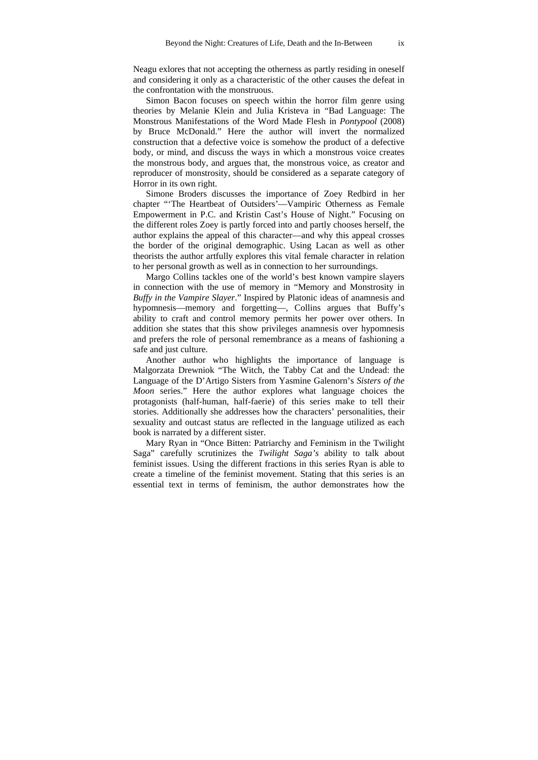Neagu exlores that not accepting the otherness as partly residing in oneself and considering it only as a characteristic of the other causes the defeat in the confrontation with the monstruous.

Simon Bacon focuses on speech within the horror film genre using theories by Melanie Klein and Julia Kristeva in "Bad Language: The Monstrous Manifestations of the Word Made Flesh in *Pontypool* (2008) by Bruce McDonald." Here the author will invert the normalized construction that a defective voice is somehow the product of a defective body, or mind, and discuss the ways in which a monstrous voice creates the monstrous body, and argues that, the monstrous voice, as creator and reproducer of monstrosity, should be considered as a separate category of Horror in its own right.

Simone Broders discusses the importance of Zoey Redbird in her chapter "'The Heartbeat of Outsiders'—Vampiric Otherness as Female Empowerment in P.C. and Kristin Cast's House of Night." Focusing on the different roles Zoey is partly forced into and partly chooses herself, the author explains the appeal of this character—and why this appeal crosses the border of the original demographic. Using Lacan as well as other theorists the author artfully explores this vital female character in relation to her personal growth as well as in connection to her surroundings.

Margo Collins tackles one of the world's best known vampire slayers in connection with the use of memory in "Memory and Monstrosity in *Buffy in the Vampire Slayer*." Inspired by Platonic ideas of anamnesis and hypomnesis—memory and forgetting—, Collins argues that Buffy's ability to craft and control memory permits her power over others. In addition she states that this show privileges anamnesis over hypomnesis and prefers the role of personal remembrance as a means of fashioning a safe and just culture.

Another author who highlights the importance of language is Malgorzata Drewniok "The Witch, the Tabby Cat and the Undead: the Language of the D'Artigo Sisters from Yasmine Galenorn's *Sisters of the Moon* series." Here the author explores what language choices the protagonists (half-human, half-faerie) of this series make to tell their stories. Additionally she addresses how the characters' personalities, their sexuality and outcast status are reflected in the language utilized as each book is narrated by a different sister.

Mary Ryan in "Once Bitten: Patriarchy and Feminism in the Twilight Saga" carefully scrutinizes the *Twilight Saga's* ability to talk about feminist issues. Using the different fractions in this series Ryan is able to create a timeline of the feminist movement. Stating that this series is an essential text in terms of feminism, the author demonstrates how the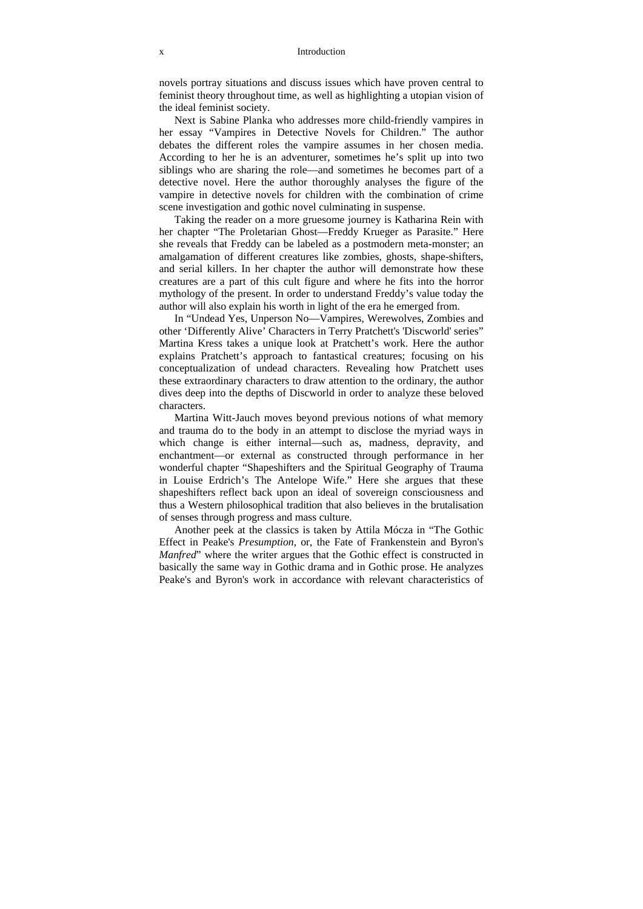novels portray situations and discuss issues which have proven central to feminist theory throughout time, as well as highlighting a utopian vision of the ideal feminist society.

Next is Sabine Planka who addresses more child-friendly vampires in her essay "Vampires in Detective Novels for Children." The author debates the different roles the vampire assumes in her chosen media. According to her he is an adventurer, sometimes he's split up into two siblings who are sharing the role—and sometimes he becomes part of a detective novel. Here the author thoroughly analyses the figure of the vampire in detective novels for children with the combination of crime scene investigation and gothic novel culminating in suspense.

Taking the reader on a more gruesome journey is Katharina Rein with her chapter "The Proletarian Ghost—Freddy Krueger as Parasite." Here she reveals that Freddy can be labeled as a postmodern meta-monster; an amalgamation of different creatures like zombies, ghosts, shape-shifters, and serial killers. In her chapter the author will demonstrate how these creatures are a part of this cult figure and where he fits into the horror mythology of the present. In order to understand Freddy's value today the author will also explain his worth in light of the era he emerged from.

In "Undead Yes, Unperson No—Vampires, Werewolves, Zombies and other 'Differently Alive' Characters in Terry Pratchett's 'Discworld' series" Martina Kress takes a unique look at Pratchett's work. Here the author explains Pratchett's approach to fantastical creatures; focusing on his conceptualization of undead characters. Revealing how Pratchett uses these extraordinary characters to draw attention to the ordinary, the author dives deep into the depths of Discworld in order to analyze these beloved characters.

Martina Witt-Jauch moves beyond previous notions of what memory and trauma do to the body in an attempt to disclose the myriad ways in which change is either internal—such as, madness, depravity, and enchantment—or external as constructed through performance in her wonderful chapter "Shapeshifters and the Spiritual Geography of Trauma in Louise Erdrich's The Antelope Wife." Here she argues that these shapeshifters reflect back upon an ideal of sovereign consciousness and thus a Western philosophical tradition that also believes in the brutalisation of senses through progress and mass culture.

Another peek at the classics is taken by Attila Mócza in "The Gothic Effect in Peake's *Presumption*, or, the Fate of Frankenstein and Byron's *Manfred*" where the writer argues that the Gothic effect is constructed in basically the same way in Gothic drama and in Gothic prose. He analyzes Peake's and Byron's work in accordance with relevant characteristics of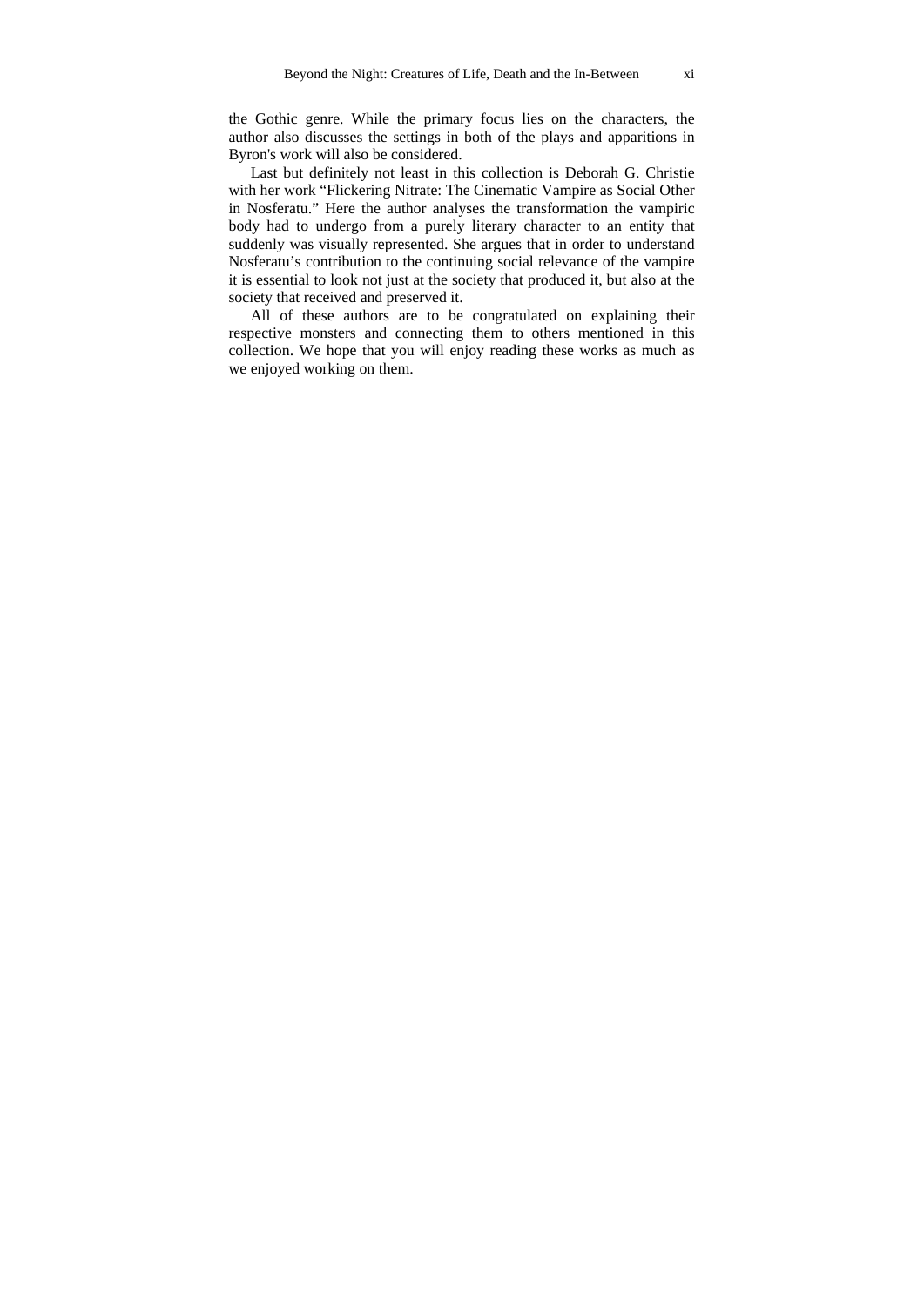the Gothic genre. While the primary focus lies on the characters, the author also discusses the settings in both of the plays and apparitions in Byron's work will also be considered.

Last but definitely not least in this collection is Deborah G. Christie with her work "Flickering Nitrate: The Cinematic Vampire as Social Other in Nosferatu." Here the author analyses the transformation the vampiric body had to undergo from a purely literary character to an entity that suddenly was visually represented. She argues that in order to understand Nosferatu's contribution to the continuing social relevance of the vampire it is essential to look not just at the society that produced it, but also at the society that received and preserved it.

All of these authors are to be congratulated on explaining their respective monsters and connecting them to others mentioned in this collection. We hope that you will enjoy reading these works as much as we enjoyed working on them.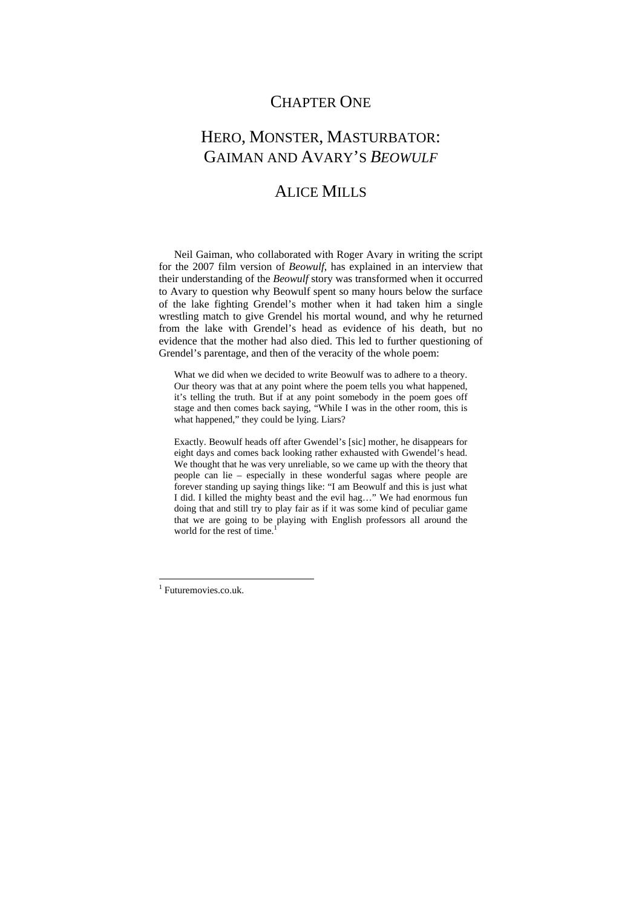# Chapter One

## Hero, Monster, Masturbator: Gaiman and Avary's *Beowulf*

### Alice Mills

Neil Gaiman, who collaborated with Roger Avary in writing the script for the 2007 film version of *Beowulf*, has explained in an interview that their understanding of the *Beowulf* story was transformed when it occurred to Avary to question why Beowulf spent so many hours below the surface of the lake fighting Grendel's mother when it had taken him a single wrestling match to give Grendel his mortal wound, and why he returned from the lake with Grendel's head as evidence of his death, but no evidence that the mother had also died. This led to further questioning of Grendel's parentage, and then of the veracity of the whole poem:

> What we did when we decided to write Beowulf was to adhere to a theory. Our theory was that at any point where the poem tells you what happened, it's telling the truth. But if at any point somebody in the poem goes off stage and then comes back saying, "While I was in the other room, this is what happened," they could be lying. Liars?
>
> Exactly. Beowulf heads off after Gwendel's [sic] mother, he disappears for eight days and comes back looking rather exhausted with Gwendel's head. We thought that he was very unreliable, so we came up with the theory that people can lie – especially in these wonderful sagas where people are forever standing up saying things like: "I am Beowulf and this is just what I did. I killed the mighty beast and the evil hag…" We had enormous fun doing that and still try to play fair as if it was some kind of peculiar game that we are going to be playing with English professors all around the world for the rest of time.[1]

---

[1] Futuremovies.co.uk.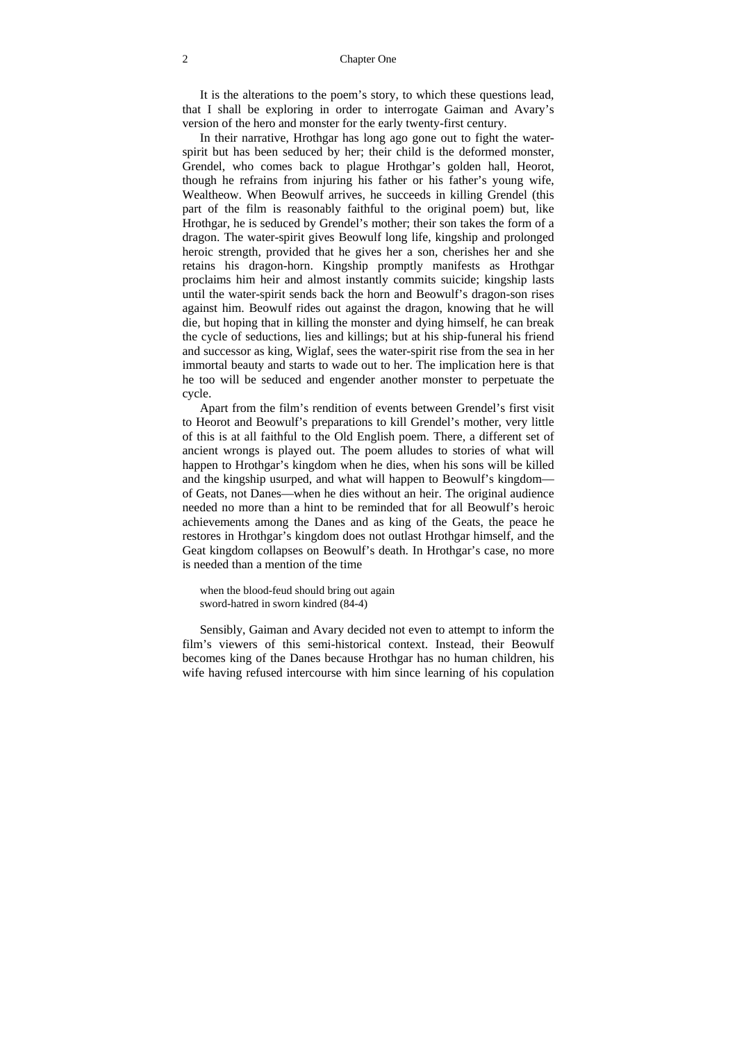It is the alterations to the poem's story, to which these questions lead, that I shall be exploring in order to interrogate Gaiman and Avary's version of the hero and monster for the early twenty-first century.

In their narrative, Hrothgar has long ago gone out to fight the water-spirit but has been seduced by her; their child is the deformed monster, Grendel, who comes back to plague Hrothgar's golden hall, Heorot, though he refrains from injuring his father or his father's young wife, Wealtheow. When Beowulf arrives, he succeeds in killing Grendel (this part of the film is reasonably faithful to the original poem) but, like Hrothgar, he is seduced by Grendel's mother; their son takes the form of a dragon. The water-spirit gives Beowulf long life, kingship and prolonged heroic strength, provided that he gives her a son, cherishes her and she retains his dragon-horn. Kingship promptly manifests as Hrothgar proclaims him heir and almost instantly commits suicide; kingship lasts until the water-spirit sends back the horn and Beowulf's dragon-son rises against him. Beowulf rides out against the dragon, knowing that he will die, but hoping that in killing the monster and dying himself, he can break the cycle of seductions, lies and killings; but at his ship-funeral his friend and successor as king, Wiglaf, sees the water-spirit rise from the sea in her immortal beauty and starts to wade out to her. The implication here is that he too will be seduced and engender another monster to perpetuate the cycle.

Apart from the film's rendition of events between Grendel's first visit to Heorot and Beowulf's preparations to kill Grendel's mother, very little of this is at all faithful to the Old English poem. There, a different set of ancient wrongs is played out. The poem alludes to stories of what will happen to Hrothgar's kingdom when he dies, when his sons will be killed and the kingship usurped, and what will happen to Beowulf's kingdom—of Geats, not Danes—when he dies without an heir. The original audience needed no more than a hint to be reminded that for all Beowulf's heroic achievements among the Danes and as king of the Geats, the peace he restores in Hrothgar's kingdom does not outlast Hrothgar himself, and the Geat kingdom collapses on Beowulf's death. In Hrothgar's case, no more is needed than a mention of the time

> when the blood-feud should bring out again
> sword-hatred in sworn kindred (84-4)

Sensibly, Gaiman and Avary decided not even to attempt to inform the film's viewers of this semi-historical context. Instead, their Beowulf becomes king of the Danes because Hrothgar has no human children, his wife having refused intercourse with him since learning of his copulation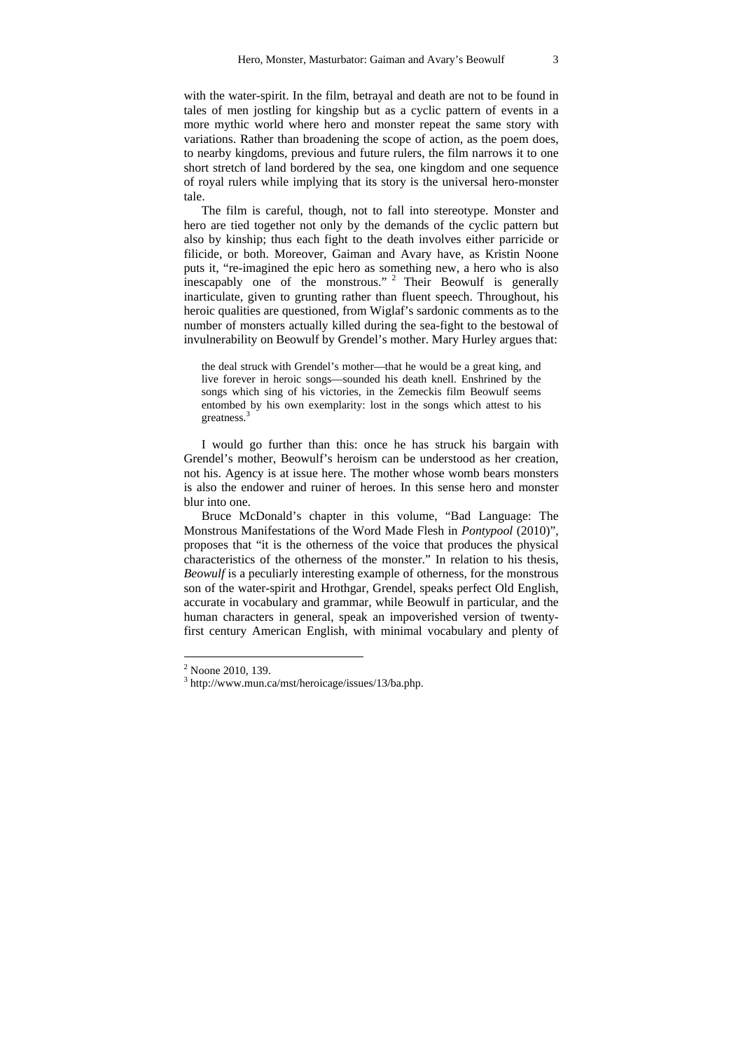with the water-spirit. In the film, betrayal and death are not to be found in tales of men jostling for kingship but as a cyclic pattern of events in a more mythic world where hero and monster repeat the same story with variations. Rather than broadening the scope of action, as the poem does, to nearby kingdoms, previous and future rulers, the film narrows it to one short stretch of land bordered by the sea, one kingdom and one sequence of royal rulers while implying that its story is the universal hero-monster tale.

The film is careful, though, not to fall into stereotype. Monster and hero are tied together not only by the demands of the cyclic pattern but also by kinship; thus each fight to the death involves either parricide or filicide, or both. Moreover, Gaiman and Avary have, as Kristin Noone puts it, "re-imagined the epic hero as something new, a hero who is also inescapably one of the monstrous." [2] Their Beowulf is generally inarticulate, given to grunting rather than fluent speech. Throughout, his heroic qualities are questioned, from Wiglaf's sardonic comments as to the number of monsters actually killed during the sea-fight to the bestowal of invulnerability on Beowulf by Grendel's mother. Mary Hurley argues that:

> the deal struck with Grendel's mother—that he would be a great king, and live forever in heroic songs—sounded his death knell. Enshrined by the songs which sing of his victories, in the Zemeckis film Beowulf seems entombed by his own exemplarity: lost in the songs which attest to his greatness.[3]

I would go further than this: once he has struck his bargain with Grendel's mother, Beowulf's heroism can be understood as her creation, not his. Agency is at issue here. The mother whose womb bears monsters is also the endower and ruiner of heroes. In this sense hero and monster blur into one.

Bruce McDonald's chapter in this volume, "Bad Language: The Monstrous Manifestations of the Word Made Flesh in *Pontypool* (2010)", proposes that "it is the otherness of the voice that produces the physical characteristics of the otherness of the monster." In relation to his thesis, *Beowulf* is a peculiarly interesting example of otherness, for the monstrous son of the water-spirit and Hrothgar, Grendel, speaks perfect Old English, accurate in vocabulary and grammar, while Beowulf in particular, and the human characters in general, speak an impoverished version of twenty-first century American English, with minimal vocabulary and plenty of

---

[2] Noone 2010, 139.

[3] http://www.mun.ca/mst/heroicage/issues/13/ba.php.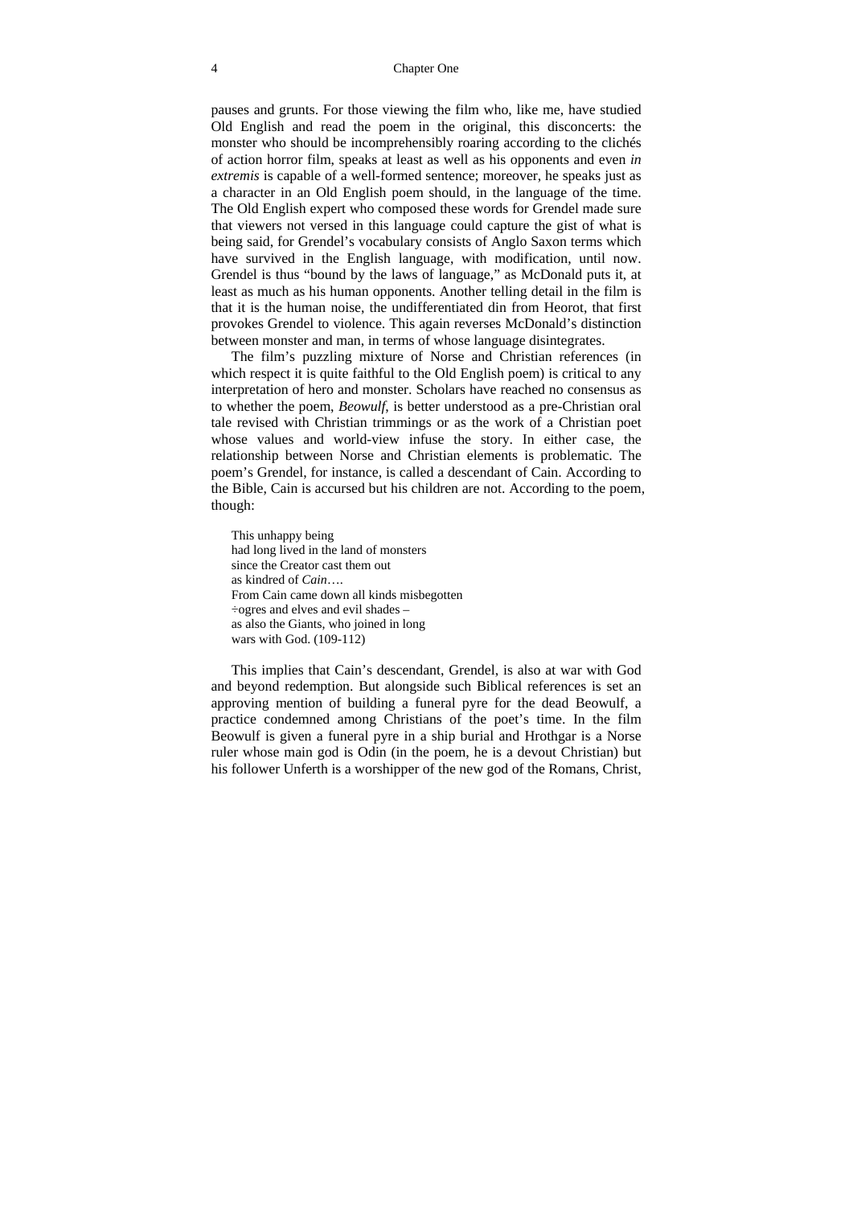pauses and grunts. For those viewing the film who, like me, have studied Old English and read the poem in the original, this disconcerts: the monster who should be incomprehensibly roaring according to the clichés of action horror film, speaks at least as well as his opponents and even *in extremis* is capable of a well-formed sentence; moreover, he speaks just as a character in an Old English poem should, in the language of the time. The Old English expert who composed these words for Grendel made sure that viewers not versed in this language could capture the gist of what is being said, for Grendel's vocabulary consists of Anglo Saxon terms which have survived in the English language, with modification, until now. Grendel is thus "bound by the laws of language," as McDonald puts it, at least as much as his human opponents. Another telling detail in the film is that it is the human noise, the undifferentiated din from Heorot, that first provokes Grendel to violence. This again reverses McDonald's distinction between monster and man, in terms of whose language disintegrates.

The film's puzzling mixture of Norse and Christian references (in which respect it is quite faithful to the Old English poem) is critical to any interpretation of hero and monster. Scholars have reached no consensus as to whether the poem, *Beowulf*, is better understood as a pre-Christian oral tale revised with Christian trimmings or as the work of a Christian poet whose values and world-view infuse the story. In either case, the relationship between Norse and Christian elements is problematic. The poem's Grendel, for instance, is called a descendant of Cain. According to the Bible, Cain is accursed but his children are not. According to the poem, though:

> This unhappy being
> had long lived in the land of monsters
> since the Creator cast them out
> as kindred of *Cain*….
> From Cain came down all kinds misbegotten
> ÷ogres and elves and evil shades –
> as also the Giants, who joined in long
> wars with God. (109-112)

This implies that Cain's descendant, Grendel, is also at war with God and beyond redemption. But alongside such Biblical references is set an approving mention of building a funeral pyre for the dead Beowulf, a practice condemned among Christians of the poet's time. In the film Beowulf is given a funeral pyre in a ship burial and Hrothgar is a Norse ruler whose main god is Odin (in the poem, he is a devout Christian) but his follower Unferth is a worshipper of the new god of the Romans, Christ,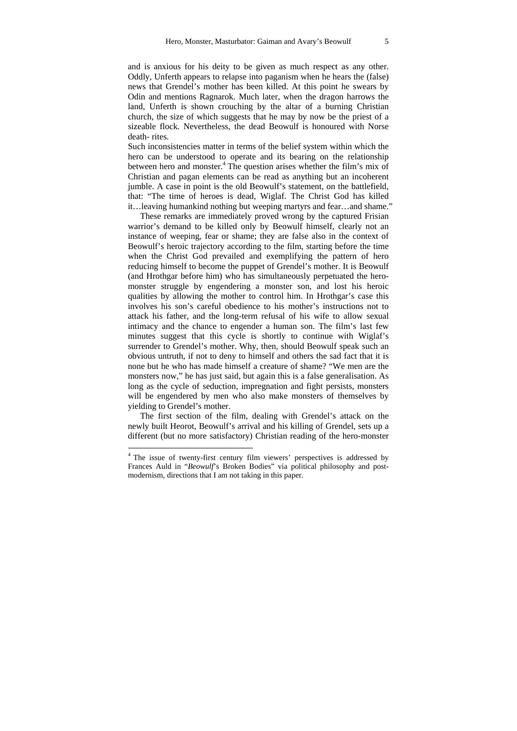and is anxious for his deity to be given as much respect as any other. Oddly, Unferth appears to relapse into paganism when he hears the (false) news that Grendel's mother has been killed. At this point he swears by Odin and mentions Ragnarok. Much later, when the dragon harrows the land, Unferth is shown crouching by the altar of a burning Christian church, the size of which suggests that he may by now be the priest of a sizeable flock. Nevertheless, the dead Beowulf is honoured with Norse death- rites.

Such inconsistencies matter in terms of the belief system within which the hero can be understood to operate and its bearing on the relationship between hero and monster.[4] The question arises whether the film's mix of Christian and pagan elements can be read as anything but an incoherent jumble. A case in point is the old Beowulf's statement, on the battlefield, that: "The time of heroes is dead, Wiglaf. The Christ God has killed it…leaving humankind nothing but weeping martyrs and fear…and shame."

These remarks are immediately proved wrong by the captured Frisian warrior's demand to be killed only by Beowulf himself, clearly not an instance of weeping, fear or shame; they are false also in the context of Beowulf's heroic trajectory according to the film, starting before the time when the Christ God prevailed and exemplifying the pattern of hero reducing himself to become the puppet of Grendel's mother. It is Beowulf (and Hrothgar before him) who has simultaneously perpetuated the hero-monster struggle by engendering a monster son, and lost his heroic qualities by allowing the mother to control him. In Hrothgar's case this involves his son's careful obedience to his mother's instructions not to attack his father, and the long-term refusal of his wife to allow sexual intimacy and the chance to engender a human son. The film's last few minutes suggest that this cycle is shortly to continue with Wiglaf's surrender to Grendel's mother. Why, then, should Beowulf speak such an obvious untruth, if not to deny to himself and others the sad fact that it is none but he who has made himself a creature of shame? "We men are the monsters now," he has just said, but again this is a false generalisation. As long as the cycle of seduction, impregnation and fight persists, monsters will be engendered by men who also make monsters of themselves by yielding to Grendel's mother.

The first section of the film, dealing with Grendel's attack on the newly built Heorot, Beowulf's arrival and his killing of Grendel, sets up a different (but no more satisfactory) Christian reading of the hero-monster

---

[4] The issue of twenty-first century film viewers' perspectives is addressed by Frances Auld in "*Beowulf*'s Broken Bodies" via political philosophy and post-modernism, directions that I am not taking in this paper.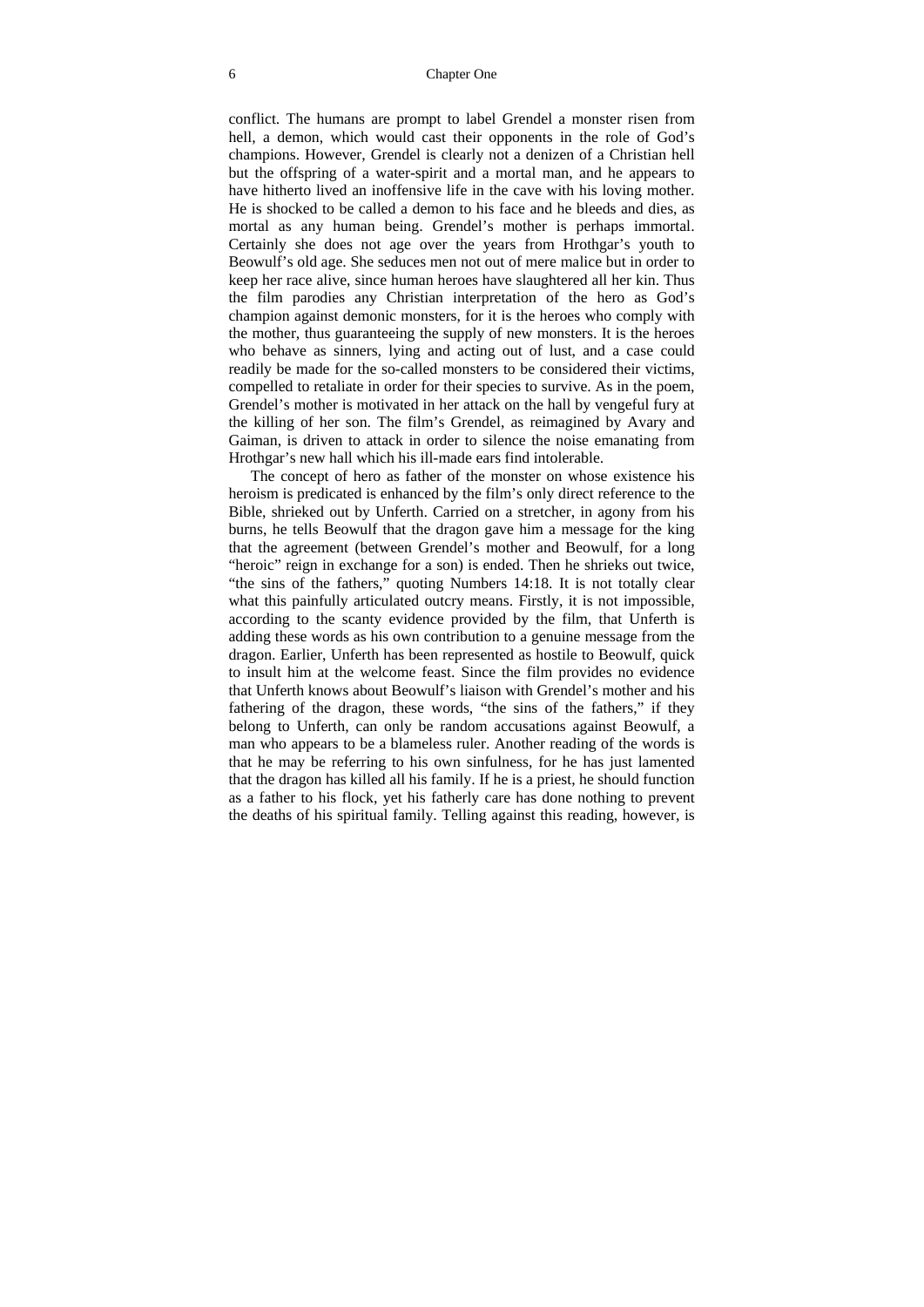conflict. The humans are prompt to label Grendel a monster risen from hell, a demon, which would cast their opponents in the role of God's champions. However, Grendel is clearly not a denizen of a Christian hell but the offspring of a water-spirit and a mortal man, and he appears to have hitherto lived an inoffensive life in the cave with his loving mother. He is shocked to be called a demon to his face and he bleeds and dies, as mortal as any human being. Grendel's mother is perhaps immortal. Certainly she does not age over the years from Hrothgar's youth to Beowulf's old age. She seduces men not out of mere malice but in order to keep her race alive, since human heroes have slaughtered all her kin. Thus the film parodies any Christian interpretation of the hero as God's champion against demonic monsters, for it is the heroes who comply with the mother, thus guaranteeing the supply of new monsters. It is the heroes who behave as sinners, lying and acting out of lust, and a case could readily be made for the so-called monsters to be considered their victims, compelled to retaliate in order for their species to survive. As in the poem, Grendel's mother is motivated in her attack on the hall by vengeful fury at the killing of her son. The film's Grendel, as reimagined by Avary and Gaiman, is driven to attack in order to silence the noise emanating from Hrothgar's new hall which his ill-made ears find intolerable.

The concept of hero as father of the monster on whose existence his heroism is predicated is enhanced by the film's only direct reference to the Bible, shrieked out by Unferth. Carried on a stretcher, in agony from his burns, he tells Beowulf that the dragon gave him a message for the king that the agreement (between Grendel's mother and Beowulf, for a long "heroic" reign in exchange for a son) is ended. Then he shrieks out twice, "the sins of the fathers," quoting Numbers 14:18. It is not totally clear what this painfully articulated outcry means. Firstly, it is not impossible, according to the scanty evidence provided by the film, that Unferth is adding these words as his own contribution to a genuine message from the dragon. Earlier, Unferth has been represented as hostile to Beowulf, quick to insult him at the welcome feast. Since the film provides no evidence that Unferth knows about Beowulf's liaison with Grendel's mother and his fathering of the dragon, these words, "the sins of the fathers," if they belong to Unferth, can only be random accusations against Beowulf, a man who appears to be a blameless ruler. Another reading of the words is that he may be referring to his own sinfulness, for he has just lamented that the dragon has killed all his family. If he is a priest, he should function as a father to his flock, yet his fatherly care has done nothing to prevent the deaths of his spiritual family. Telling against this reading, however, is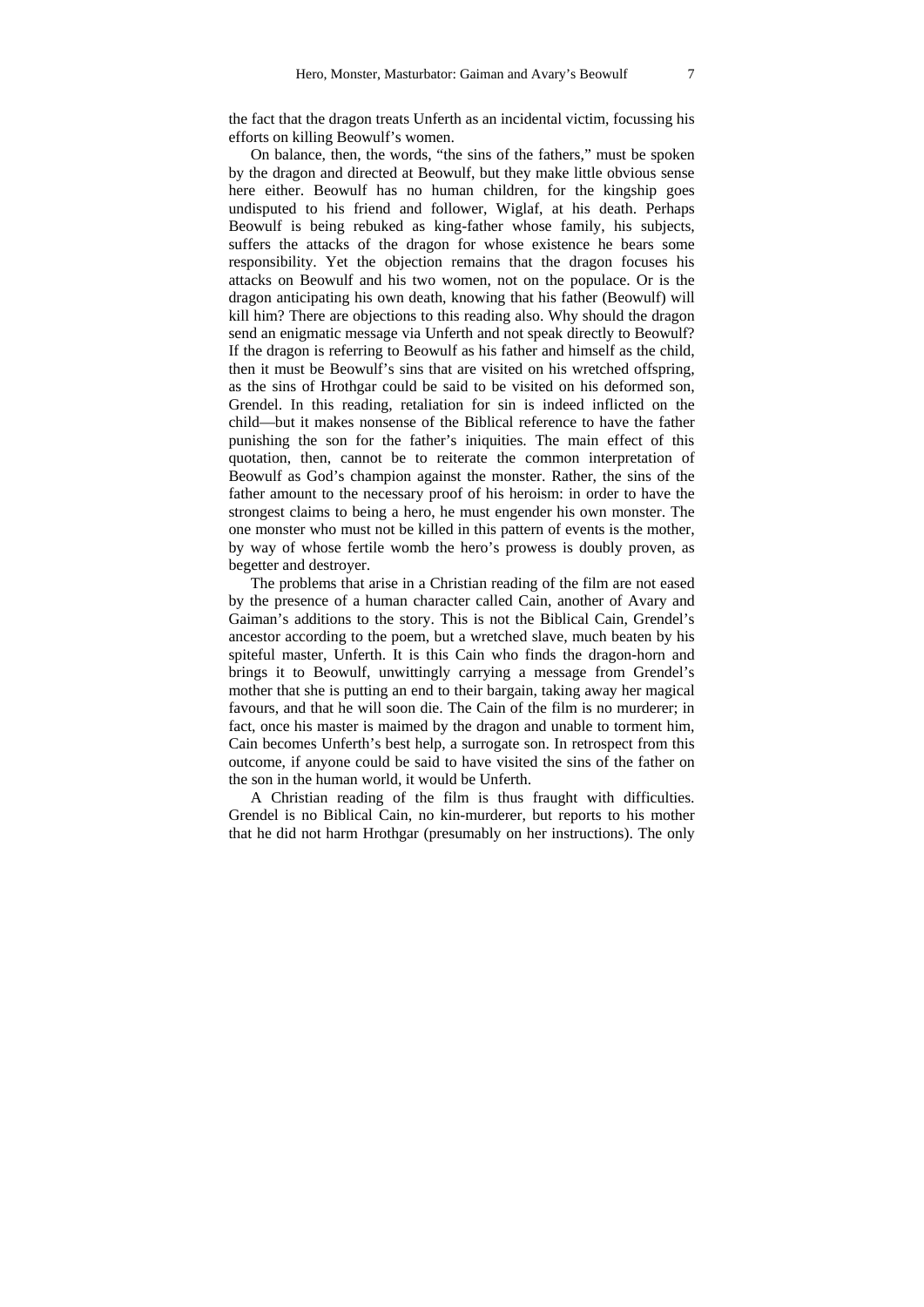the fact that the dragon treats Unferth as an incidental victim, focussing his efforts on killing Beowulf's women.

On balance, then, the words, "the sins of the fathers," must be spoken by the dragon and directed at Beowulf, but they make little obvious sense here either. Beowulf has no human children, for the kingship goes undisputed to his friend and follower, Wiglaf, at his death. Perhaps Beowulf is being rebuked as king-father whose family, his subjects, suffers the attacks of the dragon for whose existence he bears some responsibility. Yet the objection remains that the dragon focuses his attacks on Beowulf and his two women, not on the populace. Or is the dragon anticipating his own death, knowing that his father (Beowulf) will kill him? There are objections to this reading also. Why should the dragon send an enigmatic message via Unferth and not speak directly to Beowulf? If the dragon is referring to Beowulf as his father and himself as the child, then it must be Beowulf's sins that are visited on his wretched offspring, as the sins of Hrothgar could be said to be visited on his deformed son, Grendel. In this reading, retaliation for sin is indeed inflicted on the child—but it makes nonsense of the Biblical reference to have the father punishing the son for the father's iniquities. The main effect of this quotation, then, cannot be to reiterate the common interpretation of Beowulf as God's champion against the monster. Rather, the sins of the father amount to the necessary proof of his heroism: in order to have the strongest claims to being a hero, he must engender his own monster. The one monster who must not be killed in this pattern of events is the mother, by way of whose fertile womb the hero's prowess is doubly proven, as begetter and destroyer.

The problems that arise in a Christian reading of the film are not eased by the presence of a human character called Cain, another of Avary and Gaiman's additions to the story. This is not the Biblical Cain, Grendel's ancestor according to the poem, but a wretched slave, much beaten by his spiteful master, Unferth. It is this Cain who finds the dragon-horn and brings it to Beowulf, unwittingly carrying a message from Grendel's mother that she is putting an end to their bargain, taking away her magical favours, and that he will soon die. The Cain of the film is no murderer; in fact, once his master is maimed by the dragon and unable to torment him, Cain becomes Unferth's best help, a surrogate son. In retrospect from this outcome, if anyone could be said to have visited the sins of the father on the son in the human world, it would be Unferth.

A Christian reading of the film is thus fraught with difficulties. Grendel is no Biblical Cain, no kin-murderer, but reports to his mother that he did not harm Hrothgar (presumably on her instructions). The only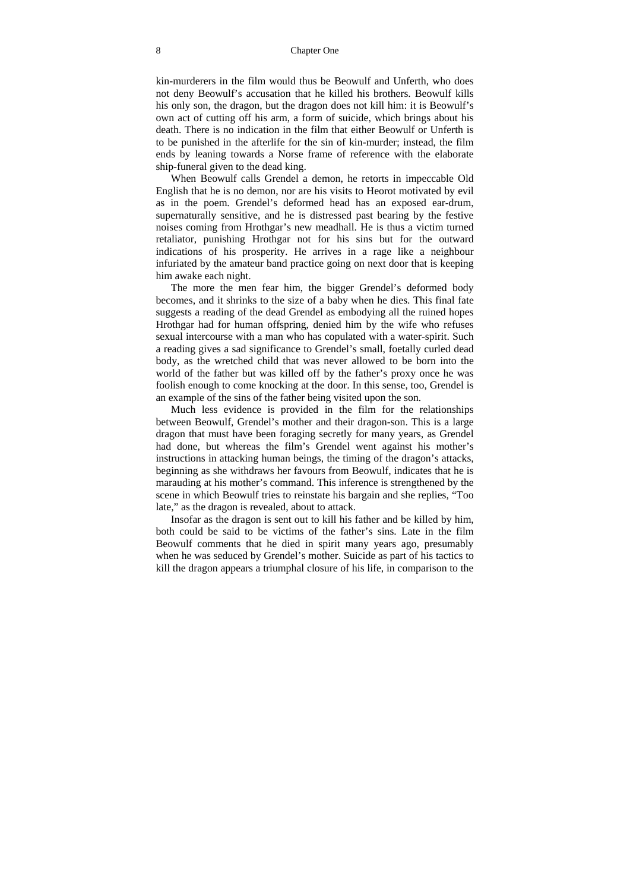kin-murderers in the film would thus be Beowulf and Unferth, who does not deny Beowulf's accusation that he killed his brothers. Beowulf kills his only son, the dragon, but the dragon does not kill him: it is Beowulf's own act of cutting off his arm, a form of suicide, which brings about his death. There is no indication in the film that either Beowulf or Unferth is to be punished in the afterlife for the sin of kin-murder; instead, the film ends by leaning towards a Norse frame of reference with the elaborate ship-funeral given to the dead king.

When Beowulf calls Grendel a demon, he retorts in impeccable Old English that he is no demon, nor are his visits to Heorot motivated by evil as in the poem. Grendel's deformed head has an exposed ear-drum, supernaturally sensitive, and he is distressed past bearing by the festive noises coming from Hrothgar's new meadhall. He is thus a victim turned retaliator, punishing Hrothgar not for his sins but for the outward indications of his prosperity. He arrives in a rage like a neighbour infuriated by the amateur band practice going on next door that is keeping him awake each night.

The more the men fear him, the bigger Grendel's deformed body becomes, and it shrinks to the size of a baby when he dies. This final fate suggests a reading of the dead Grendel as embodying all the ruined hopes Hrothgar had for human offspring, denied him by the wife who refuses sexual intercourse with a man who has copulated with a water-spirit. Such a reading gives a sad significance to Grendel's small, foetally curled dead body, as the wretched child that was never allowed to be born into the world of the father but was killed off by the father's proxy once he was foolish enough to come knocking at the door. In this sense, too, Grendel is an example of the sins of the father being visited upon the son.

Much less evidence is provided in the film for the relationships between Beowulf, Grendel's mother and their dragon-son. This is a large dragon that must have been foraging secretly for many years, as Grendel had done, but whereas the film's Grendel went against his mother's instructions in attacking human beings, the timing of the dragon's attacks, beginning as she withdraws her favours from Beowulf, indicates that he is marauding at his mother's command. This inference is strengthened by the scene in which Beowulf tries to reinstate his bargain and she replies, "Too late," as the dragon is revealed, about to attack.

Insofar as the dragon is sent out to kill his father and be killed by him, both could be said to be victims of the father's sins. Late in the film Beowulf comments that he died in spirit many years ago, presumably when he was seduced by Grendel's mother. Suicide as part of his tactics to kill the dragon appears a triumphal closure of his life, in comparison to the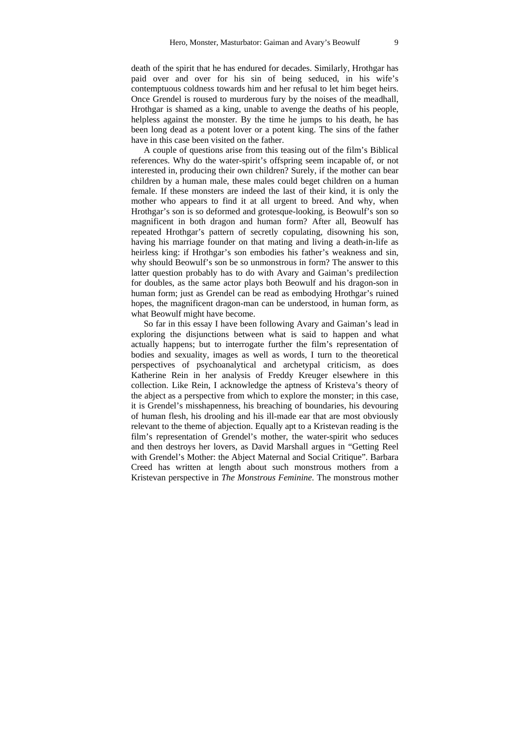death of the spirit that he has endured for decades. Similarly, Hrothgar has paid over and over for his sin of being seduced, in his wife's contemptuous coldness towards him and her refusal to let him beget heirs. Once Grendel is roused to murderous fury by the noises of the meadhall, Hrothgar is shamed as a king, unable to avenge the deaths of his people, helpless against the monster. By the time he jumps to his death, he has been long dead as a potent lover or a potent king. The sins of the father have in this case been visited on the father.

A couple of questions arise from this teasing out of the film's Biblical references. Why do the water-spirit's offspring seem incapable of, or not interested in, producing their own children? Surely, if the mother can bear children by a human male, these males could beget children on a human female. If these monsters are indeed the last of their kind, it is only the mother who appears to find it at all urgent to breed. And why, when Hrothgar's son is so deformed and grotesque-looking, is Beowulf's son so magnificent in both dragon and human form? After all, Beowulf has repeated Hrothgar's pattern of secretly copulating, disowning his son, having his marriage founder on that mating and living a death-in-life as heirless king: if Hrothgar's son embodies his father's weakness and sin, why should Beowulf's son be so unmonstrous in form? The answer to this latter question probably has to do with Avary and Gaiman's predilection for doubles, as the same actor plays both Beowulf and his dragon-son in human form; just as Grendel can be read as embodying Hrothgar's ruined hopes, the magnificent dragon-man can be understood, in human form, as what Beowulf might have become.

So far in this essay I have been following Avary and Gaiman's lead in exploring the disjunctions between what is said to happen and what actually happens; but to interrogate further the film's representation of bodies and sexuality, images as well as words, I turn to the theoretical perspectives of psychoanalytical and archetypal criticism, as does Katherine Rein in her analysis of Freddy Kreuger elsewhere in this collection. Like Rein, I acknowledge the aptness of Kristeva's theory of the abject as a perspective from which to explore the monster; in this case, it is Grendel's misshapenness, his breaching of boundaries, his devouring of human flesh, his drooling and his ill-made ear that are most obviously relevant to the theme of abjection. Equally apt to a Kristevan reading is the film's representation of Grendel's mother, the water-spirit who seduces and then destroys her lovers, as David Marshall argues in "Getting Reel with Grendel's Mother: the Abject Maternal and Social Critique". Barbara Creed has written at length about such monstrous mothers from a Kristevan perspective in *The Monstrous Feminine*. The monstrous mother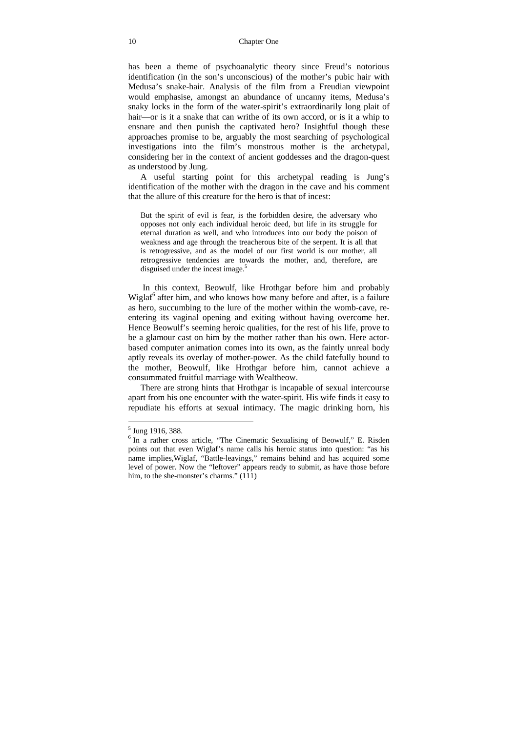has been a theme of psychoanalytic theory since Freud's notorious identification (in the son's unconscious) of the mother's pubic hair with Medusa's snake-hair. Analysis of the film from a Freudian viewpoint would emphasise, amongst an abundance of uncanny items, Medusa's snaky locks in the form of the water-spirit's extraordinarily long plait of hair—or is it a snake that can writhe of its own accord, or is it a whip to ensnare and then punish the captivated hero? Insightful though these approaches promise to be, arguably the most searching of psychological investigations into the film's monstrous mother is the archetypal, considering her in the context of ancient goddesses and the dragon-quest as understood by Jung.

A useful starting point for this archetypal reading is Jung's identification of the mother with the dragon in the cave and his comment that the allure of this creature for the hero is that of incest:

> But the spirit of evil is fear, is the forbidden desire, the adversary who opposes not only each individual heroic deed, but life in its struggle for eternal duration as well, and who introduces into our body the poison of weakness and age through the treacherous bite of the serpent. It is all that is retrogressive, and as the model of our first world is our mother, all retrogressive tendencies are towards the mother, and, therefore, are disguised under the incest image.[5]

In this context, Beowulf, like Hrothgar before him and probably Wiglaf[6] after him, and who knows how many before and after, is a failure as hero, succumbing to the lure of the mother within the womb-cave, re-entering its vaginal opening and exiting without having overcome her. Hence Beowulf's seeming heroic qualities, for the rest of his life, prove to be a glamour cast on him by the mother rather than his own. Here actor-based computer animation comes into its own, as the faintly unreal body aptly reveals its overlay of mother-power. As the child fatefully bound to the mother, Beowulf, like Hrothgar before him, cannot achieve a consummated fruitful marriage with Wealtheow.

There are strong hints that Hrothgar is incapable of sexual intercourse apart from his one encounter with the water-spirit. His wife finds it easy to repudiate his efforts at sexual intimacy. The magic drinking horn, his

---

[5] Jung 1916, 388.

[6] In a rather cross article, "The Cinematic Sexualising of Beowulf," E. Risden points out that even Wiglaf's name calls his heroic status into question: "as his name implies,Wiglaf, "Battle-leavings," remains behind and has acquired some level of power. Now the "leftover" appears ready to submit, as have those before him, to the she-monster's charms." (111)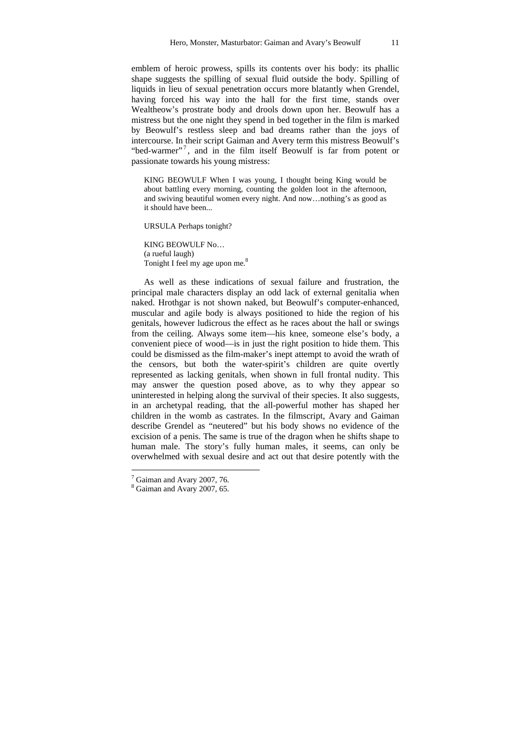emblem of heroic prowess, spills its contents over his body: its phallic shape suggests the spilling of sexual fluid outside the body. Spilling of liquids in lieu of sexual penetration occurs more blatantly when Grendel, having forced his way into the hall for the first time, stands over Wealtheow's prostrate body and drools down upon her. Beowulf has a mistress but the one night they spend in bed together in the film is marked by Beowulf's restless sleep and bad dreams rather than the joys of intercourse. In their script Gaiman and Avery term this mistress Beowulf's "bed-warmer"[7], and in the film itself Beowulf is far from potent or passionate towards his young mistress:

> KING BEOWULF When I was young, I thought being King would be about battling every morning, counting the golden loot in the afternoon, and swiving beautiful women every night. And now…nothing's as good as it should have been...
>
> URSULA Perhaps tonight?
>
> KING BEOWULF No…
> (a rueful laugh)
> Tonight I feel my age upon me.[8]

As well as these indications of sexual failure and frustration, the principal male characters display an odd lack of external genitalia when naked. Hrothgar is not shown naked, but Beowulf's computer-enhanced, muscular and agile body is always positioned to hide the region of his genitals, however ludicrous the effect as he races about the hall or swings from the ceiling. Always some item—his knee, someone else's body, a convenient piece of wood—is in just the right position to hide them. This could be dismissed as the film-maker's inept attempt to avoid the wrath of the censors, but both the water-spirit's children are quite overtly represented as lacking genitals, when shown in full frontal nudity. This may answer the question posed above, as to why they appear so uninterested in helping along the survival of their species. It also suggests, in an archetypal reading, that the all-powerful mother has shaped her children in the womb as castrates. In the filmscript, Avary and Gaiman describe Grendel as "neutered" but his body shows no evidence of the excision of a penis. The same is true of the dragon when he shifts shape to human male. The story's fully human males, it seems, can only be overwhelmed with sexual desire and act out that desire potently with the

---

[7] Gaiman and Avary 2007, 76.

[8] Gaiman and Avary 2007, 65.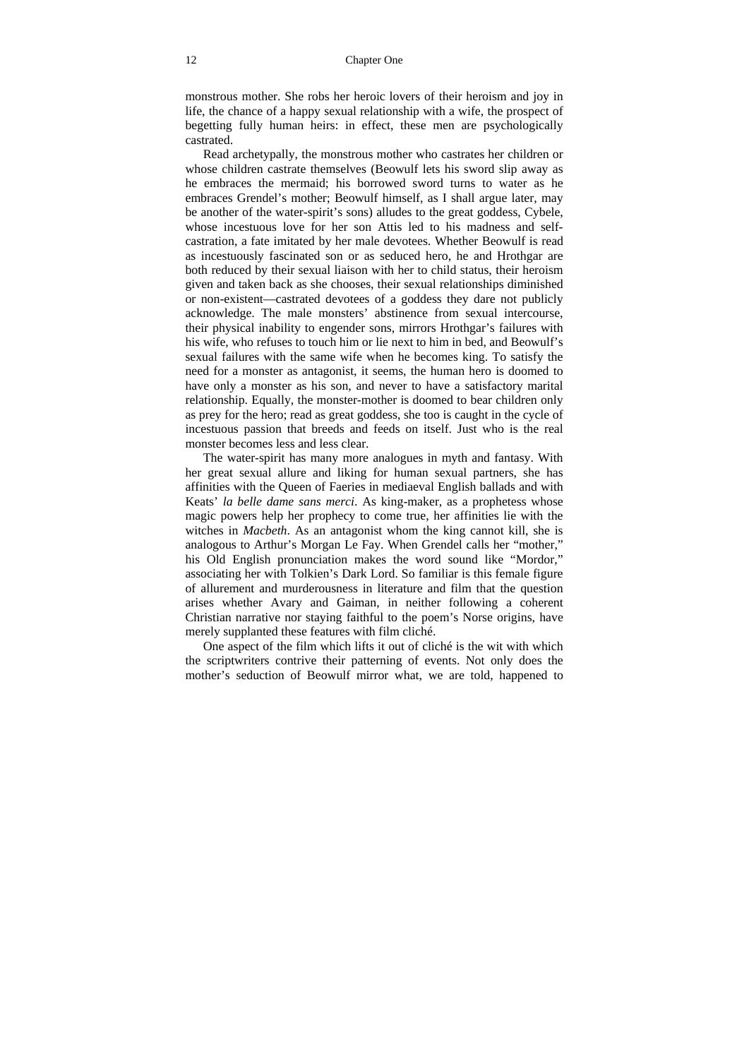monstrous mother. She robs her heroic lovers of their heroism and joy in life, the chance of a happy sexual relationship with a wife, the prospect of begetting fully human heirs: in effect, these men are psychologically castrated.

Read archetypally, the monstrous mother who castrates her children or whose children castrate themselves (Beowulf lets his sword slip away as he embraces the mermaid; his borrowed sword turns to water as he embraces Grendel's mother; Beowulf himself, as I shall argue later, may be another of the water-spirit's sons) alludes to the great goddess, Cybele, whose incestuous love for her son Attis led to his madness and self-castration, a fate imitated by her male devotees. Whether Beowulf is read as incestuously fascinated son or as seduced hero, he and Hrothgar are both reduced by their sexual liaison with her to child status, their heroism given and taken back as she chooses, their sexual relationships diminished or non-existent—castrated devotees of a goddess they dare not publicly acknowledge. The male monsters' abstinence from sexual intercourse, their physical inability to engender sons, mirrors Hrothgar's failures with his wife, who refuses to touch him or lie next to him in bed, and Beowulf's sexual failures with the same wife when he becomes king. To satisfy the need for a monster as antagonist, it seems, the human hero is doomed to have only a monster as his son, and never to have a satisfactory marital relationship. Equally, the monster-mother is doomed to bear children only as prey for the hero; read as great goddess, she too is caught in the cycle of incestuous passion that breeds and feeds on itself. Just who is the real monster becomes less and less clear.

The water-spirit has many more analogues in myth and fantasy. With her great sexual allure and liking for human sexual partners, she has affinities with the Queen of Faeries in mediaeval English ballads and with Keats' *la belle dame sans merci*. As king-maker, as a prophetess whose magic powers help her prophecy to come true, her affinities lie with the witches in *Macbeth*. As an antagonist whom the king cannot kill, she is analogous to Arthur's Morgan Le Fay. When Grendel calls her "mother," his Old English pronunciation makes the word sound like "Mordor," associating her with Tolkien's Dark Lord. So familiar is this female figure of allurement and murderousness in literature and film that the question arises whether Avary and Gaiman, in neither following a coherent Christian narrative nor staying faithful to the poem's Norse origins, have merely supplanted these features with film cliché.

One aspect of the film which lifts it out of cliché is the wit with which the scriptwriters contrive their patterning of events. Not only does the mother's seduction of Beowulf mirror what, we are told, happened to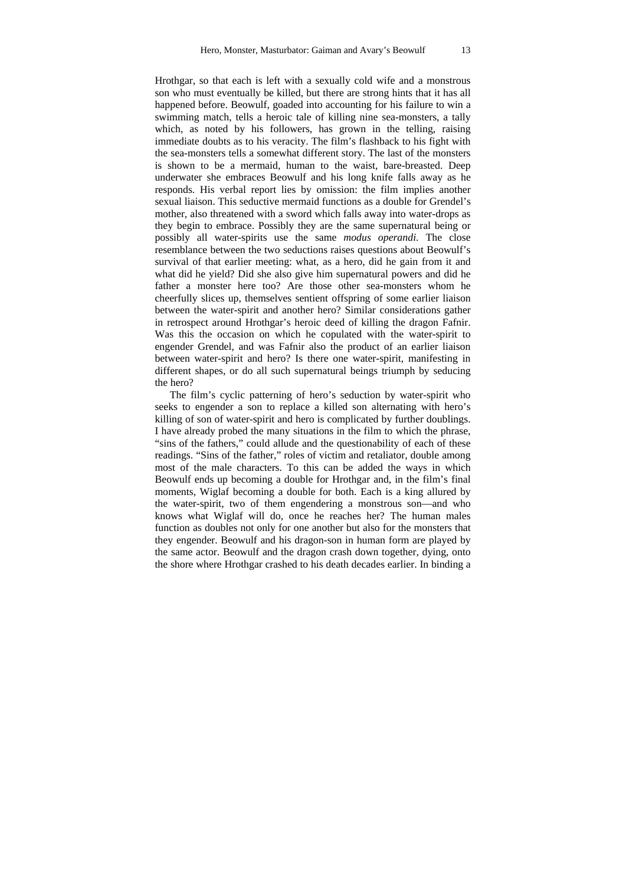Hrothgar, so that each is left with a sexually cold wife and a monstrous son who must eventually be killed, but there are strong hints that it has all happened before. Beowulf, goaded into accounting for his failure to win a swimming match, tells a heroic tale of killing nine sea-monsters, a tally which, as noted by his followers, has grown in the telling, raising immediate doubts as to his veracity. The film's flashback to his fight with the sea-monsters tells a somewhat different story. The last of the monsters is shown to be a mermaid, human to the waist, bare-breasted. Deep underwater she embraces Beowulf and his long knife falls away as he responds. His verbal report lies by omission: the film implies another sexual liaison. This seductive mermaid functions as a double for Grendel's mother, also threatened with a sword which falls away into water-drops as they begin to embrace. Possibly they are the same supernatural being or possibly all water-spirits use the same *modus operandi*. The close resemblance between the two seductions raises questions about Beowulf's survival of that earlier meeting: what, as a hero, did he gain from it and what did he yield? Did she also give him supernatural powers and did he father a monster here too? Are those other sea-monsters whom he cheerfully slices up, themselves sentient offspring of some earlier liaison between the water-spirit and another hero? Similar considerations gather in retrospect around Hrothgar's heroic deed of killing the dragon Fafnir. Was this the occasion on which he copulated with the water-spirit to engender Grendel, and was Fafnir also the product of an earlier liaison between water-spirit and hero? Is there one water-spirit, manifesting in different shapes, or do all such supernatural beings triumph by seducing the hero?

The film's cyclic patterning of hero's seduction by water-spirit who seeks to engender a son to replace a killed son alternating with hero's killing of son of water-spirit and hero is complicated by further doublings. I have already probed the many situations in the film to which the phrase, "sins of the fathers," could allude and the questionability of each of these readings. "Sins of the father," roles of victim and retaliator, double among most of the male characters. To this can be added the ways in which Beowulf ends up becoming a double for Hrothgar and, in the film's final moments, Wiglaf becoming a double for both. Each is a king allured by the water-spirit, two of them engendering a monstrous son—and who knows what Wiglaf will do, once he reaches her? The human males function as doubles not only for one another but also for the monsters that they engender. Beowulf and his dragon-son in human form are played by the same actor. Beowulf and the dragon crash down together, dying, onto the shore where Hrothgar crashed to his death decades earlier. In binding a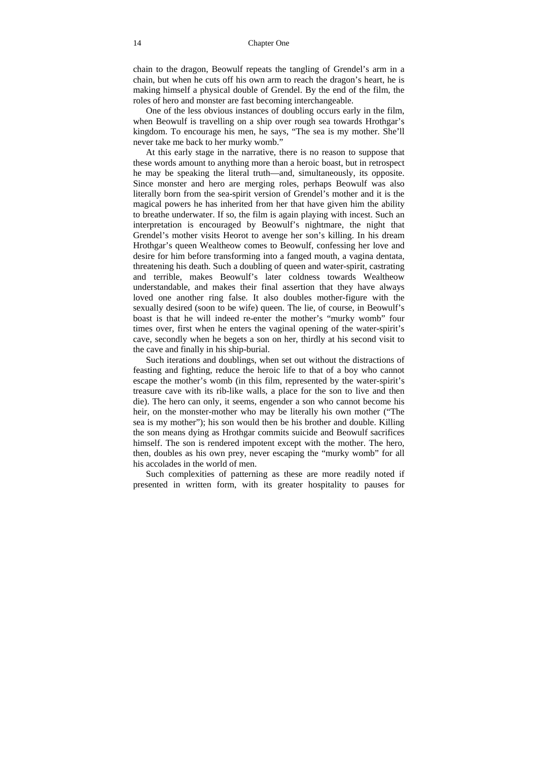chain to the dragon, Beowulf repeats the tangling of Grendel's arm in a chain, but when he cuts off his own arm to reach the dragon's heart, he is making himself a physical double of Grendel. By the end of the film, the roles of hero and monster are fast becoming interchangeable.

One of the less obvious instances of doubling occurs early in the film, when Beowulf is travelling on a ship over rough sea towards Hrothgar's kingdom. To encourage his men, he says, "The sea is my mother. She'll never take me back to her murky womb."

At this early stage in the narrative, there is no reason to suppose that these words amount to anything more than a heroic boast, but in retrospect he may be speaking the literal truth—and, simultaneously, its opposite. Since monster and hero are merging roles, perhaps Beowulf was also literally born from the sea-spirit version of Grendel's mother and it is the magical powers he has inherited from her that have given him the ability to breathe underwater. If so, the film is again playing with incest. Such an interpretation is encouraged by Beowulf's nightmare, the night that Grendel's mother visits Heorot to avenge her son's killing. In his dream Hrothgar's queen Wealtheow comes to Beowulf, confessing her love and desire for him before transforming into a fanged mouth, a vagina dentata, threatening his death. Such a doubling of queen and water-spirit, castrating and terrible, makes Beowulf's later coldness towards Wealtheow understandable, and makes their final assertion that they have always loved one another ring false. It also doubles mother-figure with the sexually desired (soon to be wife) queen. The lie, of course, in Beowulf's boast is that he will indeed re-enter the mother's "murky womb" four times over, first when he enters the vaginal opening of the water-spirit's cave, secondly when he begets a son on her, thirdly at his second visit to the cave and finally in his ship-burial.

Such iterations and doublings, when set out without the distractions of feasting and fighting, reduce the heroic life to that of a boy who cannot escape the mother's womb (in this film, represented by the water-spirit's treasure cave with its rib-like walls, a place for the son to live and then die). The hero can only, it seems, engender a son who cannot become his heir, on the monster-mother who may be literally his own mother ("The sea is my mother"); his son would then be his brother and double. Killing the son means dying as Hrothgar commits suicide and Beowulf sacrifices himself. The son is rendered impotent except with the mother. The hero, then, doubles as his own prey, never escaping the "murky womb" for all his accolades in the world of men.

Such complexities of patterning as these are more readily noted if presented in written form, with its greater hospitality to pauses for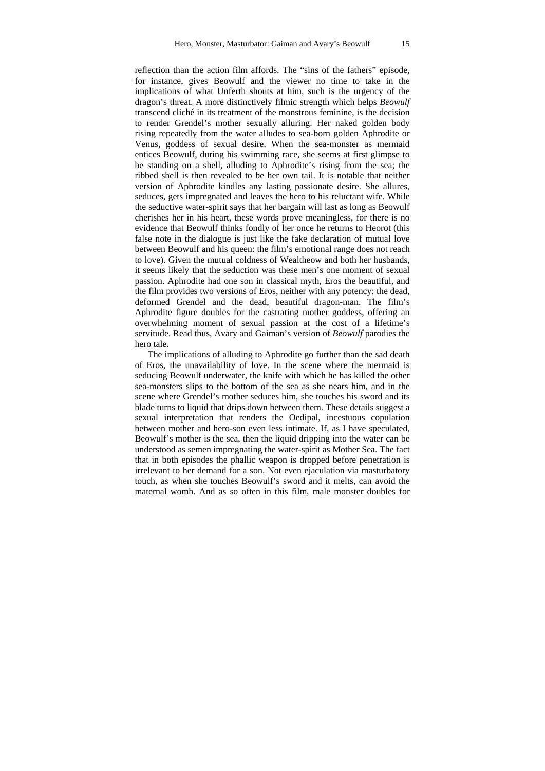reflection than the action film affords. The "sins of the fathers" episode, for instance, gives Beowulf and the viewer no time to take in the implications of what Unferth shouts at him, such is the urgency of the dragon's threat. A more distinctively filmic strength which helps *Beowulf* transcend cliché in its treatment of the monstrous feminine, is the decision to render Grendel's mother sexually alluring. Her naked golden body rising repeatedly from the water alludes to sea-born golden Aphrodite or Venus, goddess of sexual desire. When the sea-monster as mermaid entices Beowulf, during his swimming race, she seems at first glimpse to be standing on a shell, alluding to Aphrodite's rising from the sea; the ribbed shell is then revealed to be her own tail. It is notable that neither version of Aphrodite kindles any lasting passionate desire. She allures, seduces, gets impregnated and leaves the hero to his reluctant wife. While the seductive water-spirit says that her bargain will last as long as Beowulf cherishes her in his heart, these words prove meaningless, for there is no evidence that Beowulf thinks fondly of her once he returns to Heorot (this false note in the dialogue is just like the fake declaration of mutual love between Beowulf and his queen: the film's emotional range does not reach to love). Given the mutual coldness of Wealtheow and both her husbands, it seems likely that the seduction was these men's one moment of sexual passion. Aphrodite had one son in classical myth, Eros the beautiful, and the film provides two versions of Eros, neither with any potency: the dead, deformed Grendel and the dead, beautiful dragon-man. The film's Aphrodite figure doubles for the castrating mother goddess, offering an overwhelming moment of sexual passion at the cost of a lifetime's servitude. Read thus, Avary and Gaiman's version of *Beowulf* parodies the hero tale.

The implications of alluding to Aphrodite go further than the sad death of Eros, the unavailability of love. In the scene where the mermaid is seducing Beowulf underwater, the knife with which he has killed the other sea-monsters slips to the bottom of the sea as she nears him, and in the scene where Grendel's mother seduces him, she touches his sword and its blade turns to liquid that drips down between them. These details suggest a sexual interpretation that renders the Oedipal, incestuous copulation between mother and hero-son even less intimate. If, as I have speculated, Beowulf's mother is the sea, then the liquid dripping into the water can be understood as semen impregnating the water-spirit as Mother Sea. The fact that in both episodes the phallic weapon is dropped before penetration is irrelevant to her demand for a son. Not even ejaculation via masturbatory touch, as when she touches Beowulf's sword and it melts, can avoid the maternal womb. And as so often in this film, male monster doubles for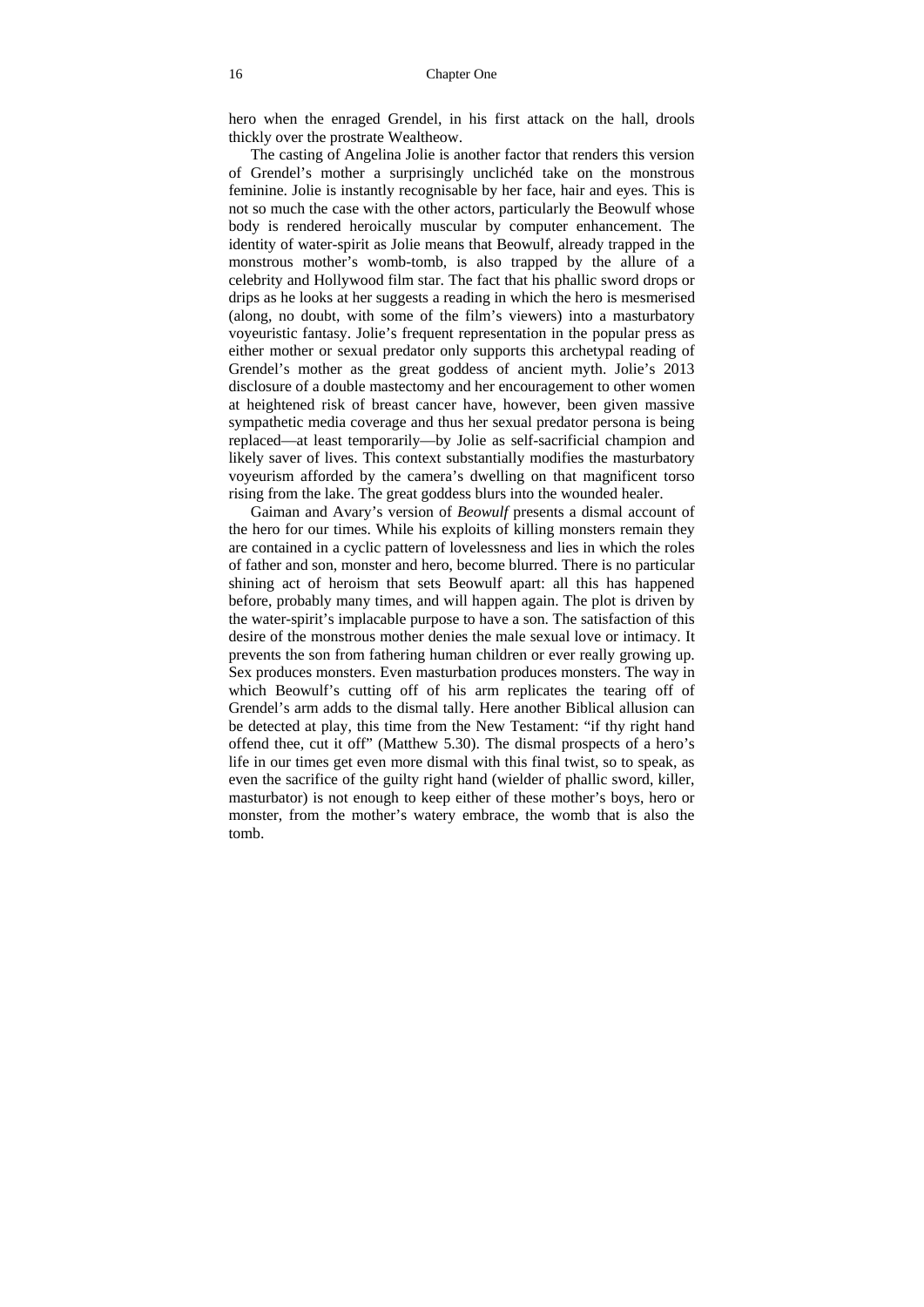hero when the enraged Grendel, in his first attack on the hall, drools thickly over the prostrate Wealtheow.

The casting of Angelina Jolie is another factor that renders this version of Grendel's mother a surprisingly unclichéd take on the monstrous feminine. Jolie is instantly recognisable by her face, hair and eyes. This is not so much the case with the other actors, particularly the Beowulf whose body is rendered heroically muscular by computer enhancement. The identity of water-spirit as Jolie means that Beowulf, already trapped in the monstrous mother's womb-tomb, is also trapped by the allure of a celebrity and Hollywood film star. The fact that his phallic sword drops or drips as he looks at her suggests a reading in which the hero is mesmerised (along, no doubt, with some of the film's viewers) into a masturbatory voyeuristic fantasy. Jolie's frequent representation in the popular press as either mother or sexual predator only supports this archetypal reading of Grendel's mother as the great goddess of ancient myth. Jolie's 2013 disclosure of a double mastectomy and her encouragement to other women at heightened risk of breast cancer have, however, been given massive sympathetic media coverage and thus her sexual predator persona is being replaced—at least temporarily—by Jolie as self-sacrificial champion and likely saver of lives. This context substantially modifies the masturbatory voyeurism afforded by the camera's dwelling on that magnificent torso rising from the lake. The great goddess blurs into the wounded healer.

Gaiman and Avary's version of *Beowulf* presents a dismal account of the hero for our times. While his exploits of killing monsters remain they are contained in a cyclic pattern of lovelessness and lies in which the roles of father and son, monster and hero, become blurred. There is no particular shining act of heroism that sets Beowulf apart: all this has happened before, probably many times, and will happen again. The plot is driven by the water-spirit's implacable purpose to have a son. The satisfaction of this desire of the monstrous mother denies the male sexual love or intimacy. It prevents the son from fathering human children or ever really growing up. Sex produces monsters. Even masturbation produces monsters. The way in which Beowulf's cutting off of his arm replicates the tearing off of Grendel's arm adds to the dismal tally. Here another Biblical allusion can be detected at play, this time from the New Testament: "if thy right hand offend thee, cut it off" (Matthew 5.30). The dismal prospects of a hero's life in our times get even more dismal with this final twist, so to speak, as even the sacrifice of the guilty right hand (wielder of phallic sword, killer, masturbator) is not enough to keep either of these mother's boys, hero or monster, from the mother's watery embrace, the womb that is also the tomb.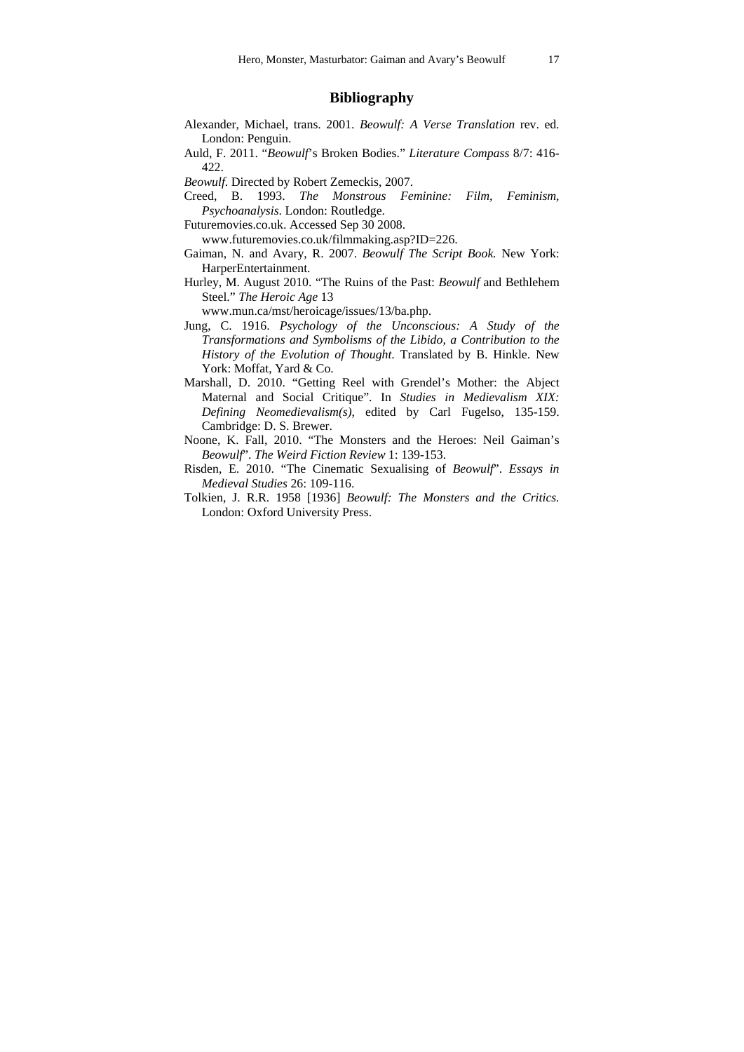## Bibliography

Alexander, Michael, trans. 2001. *Beowulf: A Verse Translation* rev. ed. London: Penguin.

Auld, F. 2011. "*Beowulf*'s Broken Bodies." *Literature Compass* 8/7: 416-422.

*Beowulf*. Directed by Robert Zemeckis, 2007.

Creed, B. 1993. *The Monstrous Feminine: Film, Feminism, Psychoanalysis*. London: Routledge.

Futuremovies.co.uk. Accessed Sep 30 2008. www.futuremovies.co.uk/filmmaking.asp?ID=226.

Gaiman, N. and Avary, R. 2007. *Beowulf The Script Book.* New York: HarperEntertainment.

Hurley, M. August 2010. "The Ruins of the Past: *Beowulf* and Bethlehem Steel." *The Heroic Age* 13 www.mun.ca/mst/heroicage/issues/13/ba.php.

Jung, C. 1916. *Psychology of the Unconscious: A Study of the Transformations and Symbolisms of the Libido, a Contribution to the History of the Evolution of Thought*. Translated by B. Hinkle. New York: Moffat, Yard & Co.

Marshall, D. 2010. "Getting Reel with Grendel's Mother: the Abject Maternal and Social Critique". In *Studies in Medievalism XIX: Defining Neomedievalism(s)*, edited by Carl Fugelso, 135-159. Cambridge: D. S. Brewer.

Noone, K. Fall, 2010. "The Monsters and the Heroes: Neil Gaiman's *Beowulf*". *The Weird Fiction Review* 1: 139-153.

Risden, E. 2010. "The Cinematic Sexualising of *Beowulf*". *Essays in Medieval Studies* 26: 109-116.

Tolkien, J. R.R. 1958 [1936] *Beowulf: The Monsters and the Critics.* London: Oxford University Press.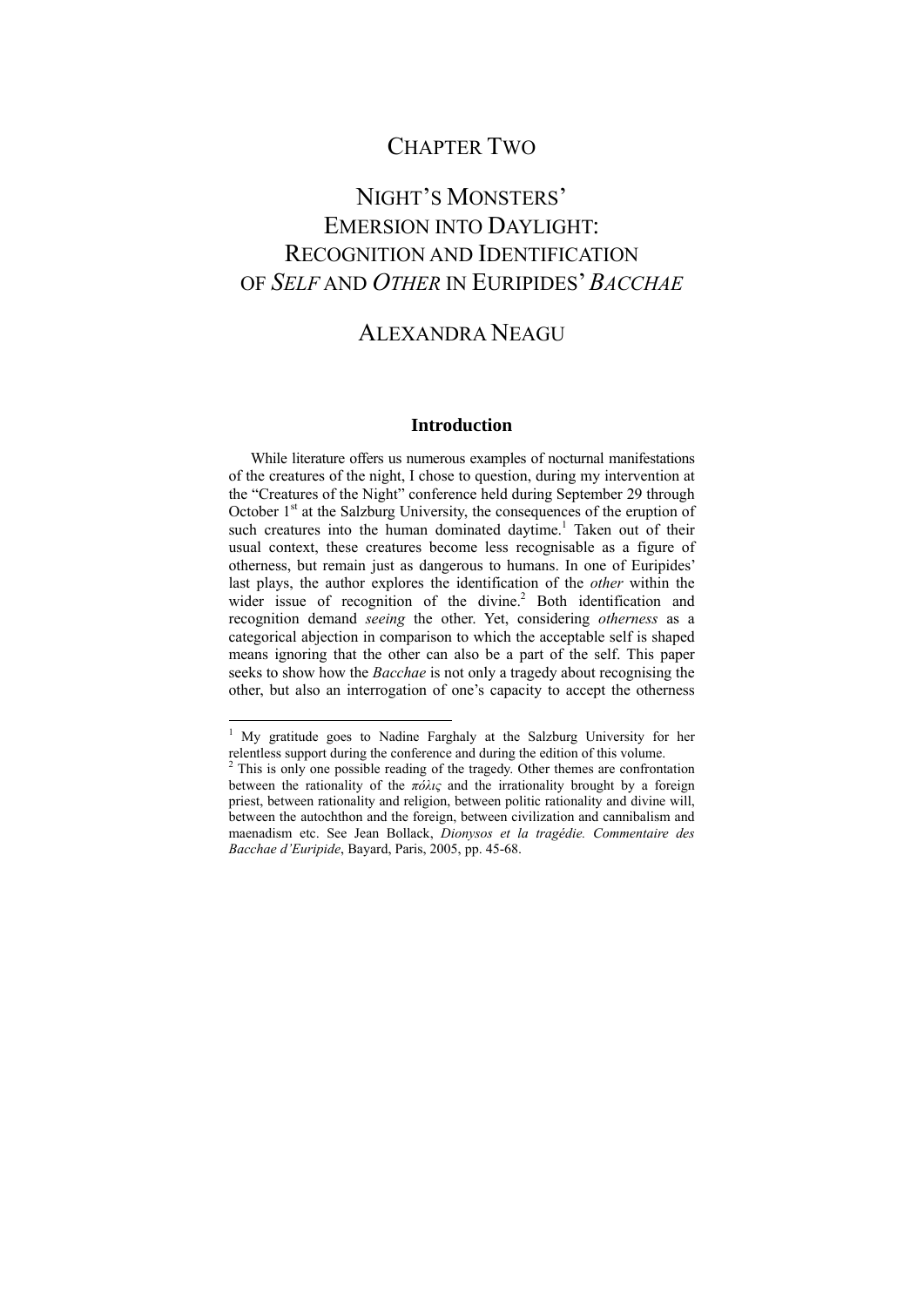# CHAPTER TWO

# NIGHT'S MONSTERS' EMERSION INTO DAYLIGHT: RECOGNITION AND IDENTIFICATION OF *SELF* AND *OTHER* IN EURIPIDES' *BACCHAE*

## ALEXANDRA NEAGU

### Introduction

While literature offers us numerous examples of nocturnal manifestations of the creatures of the night, I chose to question, during my intervention at the "Creatures of the Night" conference held during September 29 through October 1st at the Salzburg University, the consequences of the eruption of such creatures into the human dominated daytime.[1] Taken out of their usual context, these creatures become less recognisable as a figure of otherness, but remain just as dangerous to humans. In one of Euripides' last plays, the author explores the identification of the *other* within the wider issue of recognition of the divine.[2] Both identification and recognition demand *seeing* the other. Yet, considering *otherness* as a categorical abjection in comparison to which the acceptable self is shaped means ignoring that the other can also be a part of the self. This paper seeks to show how the *Bacchae* is not only a tragedy about recognising the other, but also an interrogation of one's capacity to accept the otherness

---

[1] My gratitude goes to Nadine Farghaly at the Salzburg University for her relentless support during the conference and during the edition of this volume.

[2] This is only one possible reading of the tragedy. Other themes are confrontation between the rationality of the *πόλις* and the irrationality brought by a foreign priest, between rationality and religion, between politic rationality and divine will, between the autochthon and the foreign, between civilization and cannibalism and maenadism etc. See Jean Bollack, *Dionysos et la tragédie. Commentaire des Bacchae d'Euripide*, Bayard, Paris, 2005, pp. 45-68.